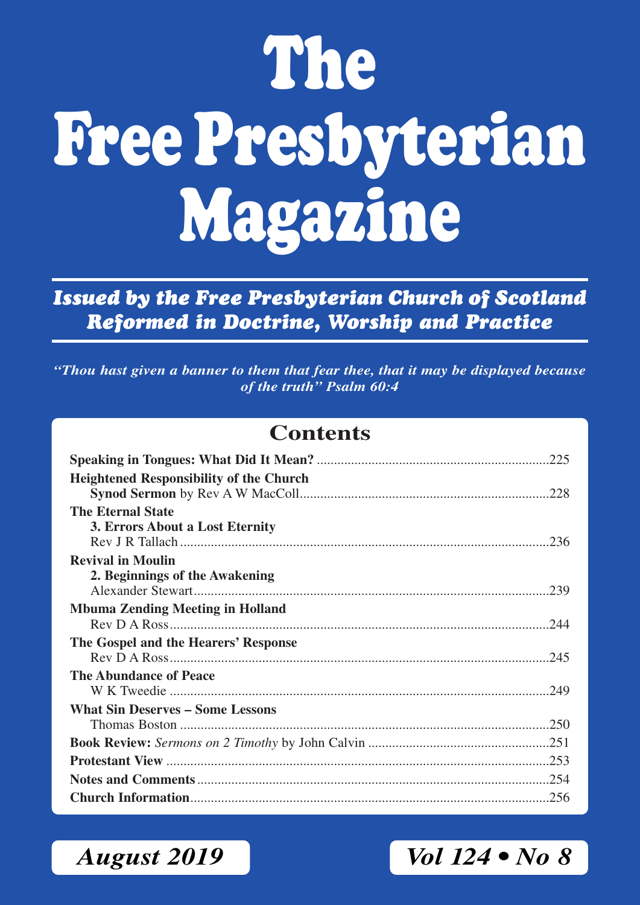# The Free Presbyterian Magazine

***Issued by the Free Presbyterian Church of Scotland***
***Reformed in Doctrine, Worship and Practice***

***"Thou hast given a banner to them that fear thee, that it may be displayed because of the truth" Psalm 60:4***

## Contents

**Speaking in Tongues: What Did It Mean?** ....................225

**Heightened Responsibility of the Church**
**Synod Sermon** by Rev A W MacColl....................228

**The Eternal State**
**3. Errors About a Lost Eternity**
Rev J R Tallach....................236

**Revival in Moulin**
**2. Beginnings of the Awakening**
Alexander Stewart....................239

**Mbuma Zending Meeting in Holland**
Rev D A Ross....................244

**The Gospel and the Hearers' Response**
Rev D A Ross....................245

**The Abundance of Peace**
W K Tweedie....................249

**What Sin Deserves – Some Lessons**
Thomas Boston....................250

**Book Review:** *Sermons on 2 Timothy* by John Calvin....................251

**Protestant View**....................253

**Notes and Comments**....................254

**Church Information**....................256

***August 2019*** ***Vol 124 • No 8***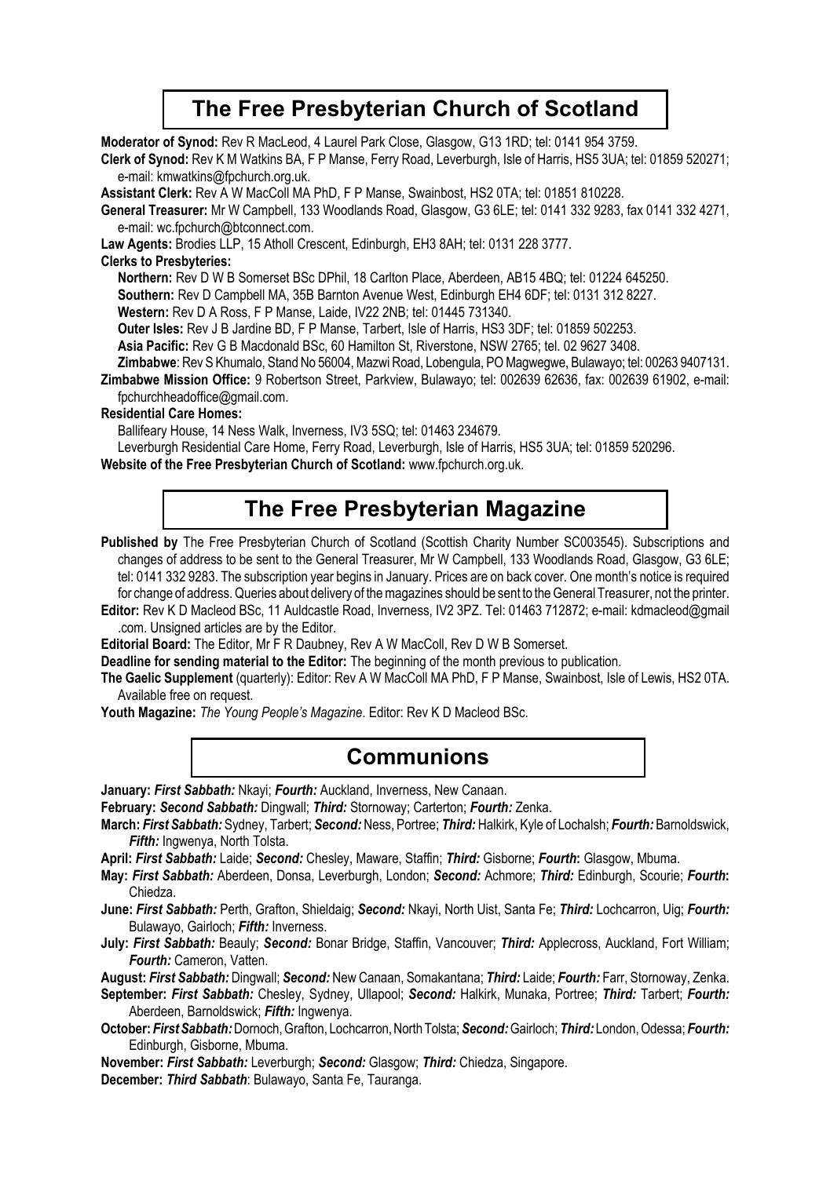## The Free Presbyterian Church of Scotland

**Moderator of Synod:** Rev R MacLeod, 4 Laurel Park Close, Glasgow, G13 1RD; tel: 0141 954 3759.

**Clerk of Synod:** Rev K M Watkins BA, F P Manse, Ferry Road, Leverburgh, Isle of Harris, HS5 3UA; tel: 01859 520271; e-mail: kmwatkins@fpchurch.org.uk.

**Assistant Clerk:** Rev A W MacColl MA PhD, F P Manse, Swainbost, HS2 0TA; tel: 01851 810228.

**General Treasurer:** Mr W Campbell, 133 Woodlands Road, Glasgow, G3 6LE; tel: 0141 332 9283, fax 0141 332 4271, e-mail: wc.fpchurch@btconnect.com.

**Law Agents:** Brodies LLP, 15 Atholl Crescent, Edinburgh, EH3 8AH; tel: 0131 228 3777.

**Clerks to Presbyteries:**

**Northern:** Rev D W B Somerset BSc DPhil, 18 Carlton Place, Aberdeen, AB15 4BQ; tel: 01224 645250.

**Southern:** Rev D Campbell MA, 35B Barnton Avenue West, Edinburgh EH4 6DF; tel: 0131 312 8227.

**Western:** Rev D A Ross, F P Manse, Laide, IV22 2NB; tel: 01445 731340.

**Outer Isles:** Rev J B Jardine BD, F P Manse, Tarbert, Isle of Harris, HS3 3DF; tel: 01859 502253.

**Asia Pacific:** Rev G B Macdonald BSc, 60 Hamilton St, Riverstone, NSW 2765; tel. 02 9627 3408.

**Zimbabwe**: Rev S Khumalo, Stand No 56004, Mazwi Road, Lobengula, PO Magwegwe, Bulawayo; tel: 00263 9407131.

**Zimbabwe Mission Office:** 9 Robertson Street, Parkview, Bulawayo; tel: 002639 62636, fax: 002639 61902, e-mail: fpchurchheadoffice@gmail.com.

**Residential Care Homes:**

Ballifeary House, 14 Ness Walk, Inverness, IV3 5SQ; tel: 01463 234679.

Leverburgh Residential Care Home, Ferry Road, Leverburgh, Isle of Harris, HS5 3UA; tel: 01859 520296.

**Website of the Free Presbyterian Church of Scotland:** www.fpchurch.org.uk.

## The Free Presbyterian Magazine

**Published by** The Free Presbyterian Church of Scotland (Scottish Charity Number SC003545). Subscriptions and changes of address to be sent to the General Treasurer, Mr W Campbell, 133 Woodlands Road, Glasgow, G3 6LE; tel: 0141 332 9283. The subscription year begins in January. Prices are on back cover. One month's notice is required for change of address. Queries about delivery of the magazines should be sent to the General Treasurer, not the printer.

**Editor:** Rev K D Macleod BSc, 11 Auldcastle Road, Inverness, IV2 3PZ. Tel: 01463 712872; e-mail: kdmacleod@gmail.com. Unsigned articles are by the Editor.

**Editorial Board:** The Editor, Mr F R Daubney, Rev A W MacColl, Rev D W B Somerset.

**Deadline for sending material to the Editor:** The beginning of the month previous to publication.

**The Gaelic Supplement** (quarterly): Editor: Rev A W MacColl MA PhD, F P Manse, Swainbost, Isle of Lewis, HS2 0TA. Available free on request.

**Youth Magazine:** *The Young People's Magazine*. Editor: Rev K D Macleod BSc.

## Communions

**January:** ***First Sabbath:*** Nkayi; ***Fourth:*** Auckland, Inverness, New Canaan.

**February:** ***Second Sabbath:*** Dingwall; ***Third:*** Stornoway; Carterton; ***Fourth:*** Zenka.

**March:** ***First Sabbath:*** Sydney, Tarbert; ***Second:*** Ness, Portree; ***Third:*** Halkirk, Kyle of Lochalsh; ***Fourth:*** Barnoldswick, ***Fifth:*** Ingwenya, North Tolsta.

**April:** ***First Sabbath:*** Laide; ***Second:*** Chesley, Maware, Staffin; ***Third:*** Gisborne; ***Fourth***: Glasgow, Mbuma.

**May:** ***First Sabbath:*** Aberdeen, Donsa, Leverburgh, London; ***Second:*** Achmore; ***Third:*** Edinburgh, Scourie; ***Fourth***: Chiedza.

**June:** ***First Sabbath:*** Perth, Grafton, Shieldaig; ***Second:*** Nkayi, North Uist, Santa Fe; ***Third:*** Lochcarron, Uig; ***Fourth:*** Bulawayo, Gairloch; ***Fifth:*** Inverness.

**July:** ***First Sabbath:*** Beauly; ***Second:*** Bonar Bridge, Staffin, Vancouver; ***Third:*** Applecross, Auckland, Fort William; ***Fourth:*** Cameron, Vatten.

**August:** ***First Sabbath:*** Dingwall; ***Second:*** New Canaan, Somakantana; ***Third:*** Laide; ***Fourth:*** Farr, Stornoway, Zenka.

**September:** ***First Sabbath:*** Chesley, Sydney, Ullapool; ***Second:*** Halkirk, Munaka, Portree; ***Third:*** Tarbert; ***Fourth:*** Aberdeen, Barnoldswick; ***Fifth:*** Ingwenya.

**October:** ***First Sabbath:*** Dornoch, Grafton, Lochcarron, North Tolsta; ***Second:*** Gairloch; ***Third:*** London, Odessa; ***Fourth:*** Edinburgh, Gisborne, Mbuma.

**November:** ***First Sabbath:*** Leverburgh; ***Second:*** Glasgow; ***Third:*** Chiedza, Singapore.

**December:** ***Third Sabbath***: Bulawayo, Santa Fe, Tauranga.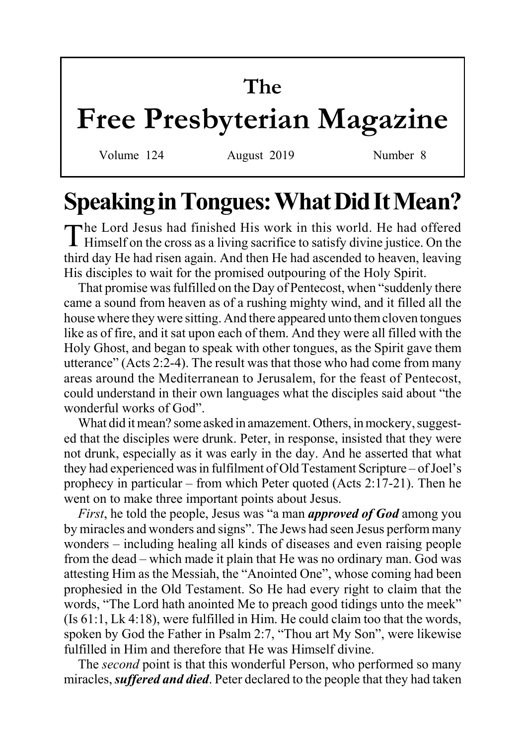# The Free Presbyterian Magazine

Volume 124 August 2019 Number 8

## Speaking in Tongues: What Did It Mean?

The Lord Jesus had finished His work in this world. He had offered Himself on the cross as a living sacrifice to satisfy divine justice. On the third day He had risen again. And then He had ascended to heaven, leaving His disciples to wait for the promised outpouring of the Holy Spirit.

That promise was fulfilled on the Day of Pentecost, when "suddenly there came a sound from heaven as of a rushing mighty wind, and it filled all the house where they were sitting. And there appeared unto them cloven tongues like as of fire, and it sat upon each of them. And they were all filled with the Holy Ghost, and began to speak with other tongues, as the Spirit gave them utterance" (Acts 2:2-4). The result was that those who had come from many areas around the Mediterranean to Jerusalem, for the feast of Pentecost, could understand in their own languages what the disciples said about "the wonderful works of God".

What did it mean? some asked in amazement. Others, in mockery, suggested that the disciples were drunk. Peter, in response, insisted that they were not drunk, especially as it was early in the day. And he asserted that what they had experienced was in fulfilment of Old Testament Scripture – of Joel's prophecy in particular – from which Peter quoted (Acts 2:17-21). Then he went on to make three important points about Jesus.

*First*, he told the people, Jesus was "a man ***approved of God*** among you by miracles and wonders and signs". The Jews had seen Jesus perform many wonders – including healing all kinds of diseases and even raising people from the dead – which made it plain that He was no ordinary man. God was attesting Him as the Messiah, the "Anointed One", whose coming had been prophesied in the Old Testament. So He had every right to claim that the words, "The Lord hath anointed Me to preach good tidings unto the meek" (Is 61:1, Lk 4:18), were fulfilled in Him. He could claim too that the words, spoken by God the Father in Psalm 2:7, "Thou art My Son", were likewise fulfilled in Him and therefore that He was Himself divine.

The *second* point is that this wonderful Person, who performed so many miracles, ***suffered and died***. Peter declared to the people that they had taken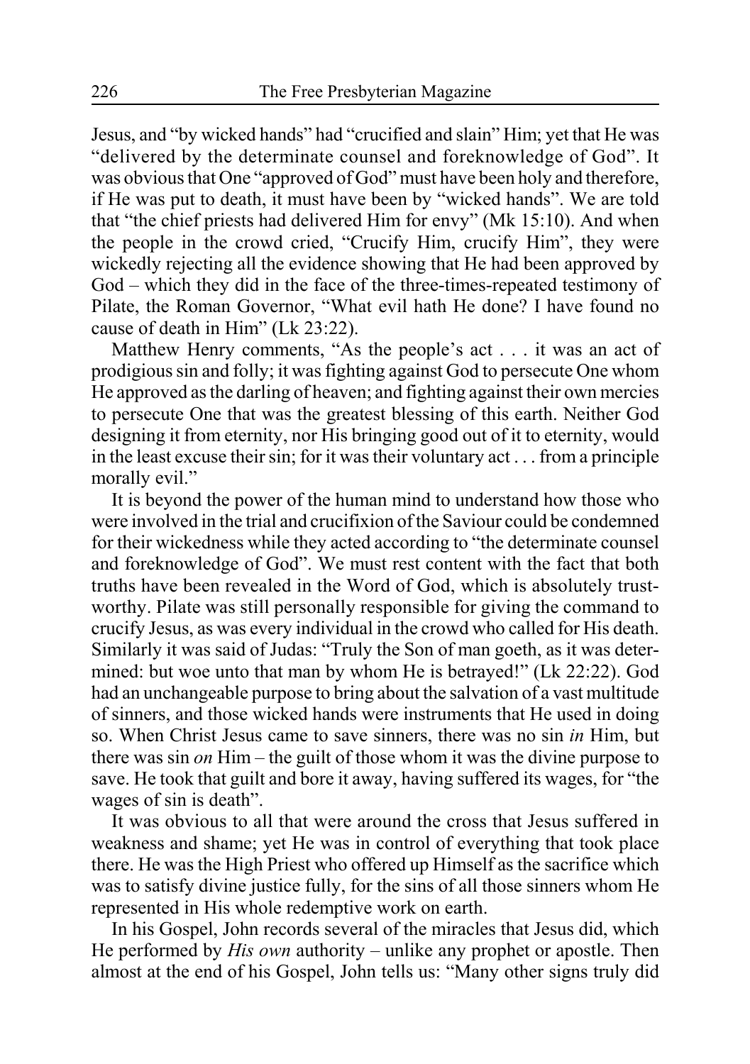Jesus, and "by wicked hands" had "crucified and slain" Him; yet that He was "delivered by the determinate counsel and foreknowledge of God". It was obvious that One "approved of God" must have been holy and therefore, if He was put to death, it must have been by "wicked hands". We are told that "the chief priests had delivered Him for envy" (Mk 15:10). And when the people in the crowd cried, "Crucify Him, crucify Him", they were wickedly rejecting all the evidence showing that He had been approved by God – which they did in the face of the three-times-repeated testimony of Pilate, the Roman Governor, "What evil hath He done? I have found no cause of death in Him" (Lk 23:22).

Matthew Henry comments, "As the people's act . . . it was an act of prodigious sin and folly; it was fighting against God to persecute One whom He approved as the darling of heaven; and fighting against their own mercies to persecute One that was the greatest blessing of this earth. Neither God designing it from eternity, nor His bringing good out of it to eternity, would in the least excuse their sin; for it was their voluntary act . . . from a principle morally evil."

It is beyond the power of the human mind to understand how those who were involved in the trial and crucifixion of the Saviour could be condemned for their wickedness while they acted according to "the determinate counsel and foreknowledge of God". We must rest content with the fact that both truths have been revealed in the Word of God, which is absolutely trustworthy. Pilate was still personally responsible for giving the command to crucify Jesus, as was every individual in the crowd who called for His death. Similarly it was said of Judas: "Truly the Son of man goeth, as it was determined: but woe unto that man by whom He is betrayed!" (Lk 22:22). God had an unchangeable purpose to bring about the salvation of a vast multitude of sinners, and those wicked hands were instruments that He used in doing so. When Christ Jesus came to save sinners, there was no sin *in* Him, but there was sin *on* Him – the guilt of those whom it was the divine purpose to save. He took that guilt and bore it away, having suffered its wages, for "the wages of sin is death".

It was obvious to all that were around the cross that Jesus suffered in weakness and shame; yet He was in control of everything that took place there. He was the High Priest who offered up Himself as the sacrifice which was to satisfy divine justice fully, for the sins of all those sinners whom He represented in His whole redemptive work on earth.

In his Gospel, John records several of the miracles that Jesus did, which He performed by *His own* authority – unlike any prophet or apostle. Then almost at the end of his Gospel, John tells us: "Many other signs truly did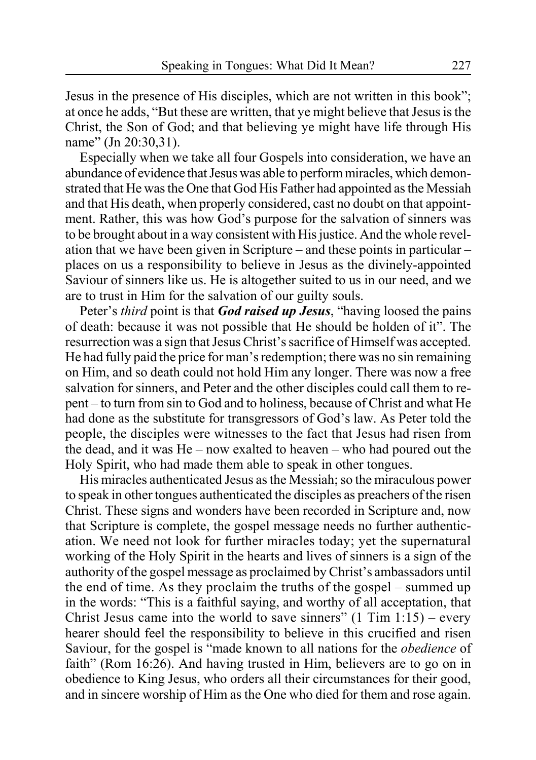Jesus in the presence of His disciples, which are not written in this book"; at once he adds, "But these are written, that ye might believe that Jesus is the Christ, the Son of God; and that believing ye might have life through His name" (Jn 20:30,31).

Especially when we take all four Gospels into consideration, we have an abundance of evidence that Jesus was able to perform miracles, which demonstrated that He was the One that God His Father had appointed as the Messiah and that His death, when properly considered, cast no doubt on that appointment. Rather, this was how God's purpose for the salvation of sinners was to be brought about in a way consistent with His justice. And the whole revelation that we have been given in Scripture – and these points in particular – places on us a responsibility to believe in Jesus as the divinely-appointed Saviour of sinners like us. He is altogether suited to us in our need, and we are to trust in Him for the salvation of our guilty souls.

Peter's *third* point is that ***God raised up Jesus***, "having loosed the pains of death: because it was not possible that He should be holden of it". The resurrection was a sign that Jesus Christ's sacrifice of Himself was accepted. He had fully paid the price for man's redemption; there was no sin remaining on Him, and so death could not hold Him any longer. There was now a free salvation for sinners, and Peter and the other disciples could call them to repent – to turn from sin to God and to holiness, because of Christ and what He had done as the substitute for transgressors of God's law. As Peter told the people, the disciples were witnesses to the fact that Jesus had risen from the dead, and it was He – now exalted to heaven – who had poured out the Holy Spirit, who had made them able to speak in other tongues.

His miracles authenticated Jesus as the Messiah; so the miraculous power to speak in other tongues authenticated the disciples as preachers of the risen Christ. These signs and wonders have been recorded in Scripture and, now that Scripture is complete, the gospel message needs no further authentication. We need not look for further miracles today; yet the supernatural working of the Holy Spirit in the hearts and lives of sinners is a sign of the authority of the gospel message as proclaimed by Christ's ambassadors until the end of time. As they proclaim the truths of the gospel – summed up in the words: "This is a faithful saying, and worthy of all acceptation, that Christ Jesus came into the world to save sinners" (1 Tim 1:15) – every hearer should feel the responsibility to believe in this crucified and risen Saviour, for the gospel is "made known to all nations for the *obedience* of faith" (Rom 16:26). And having trusted in Him, believers are to go on in obedience to King Jesus, who orders all their circumstances for their good, and in sincere worship of Him as the One who died for them and rose again.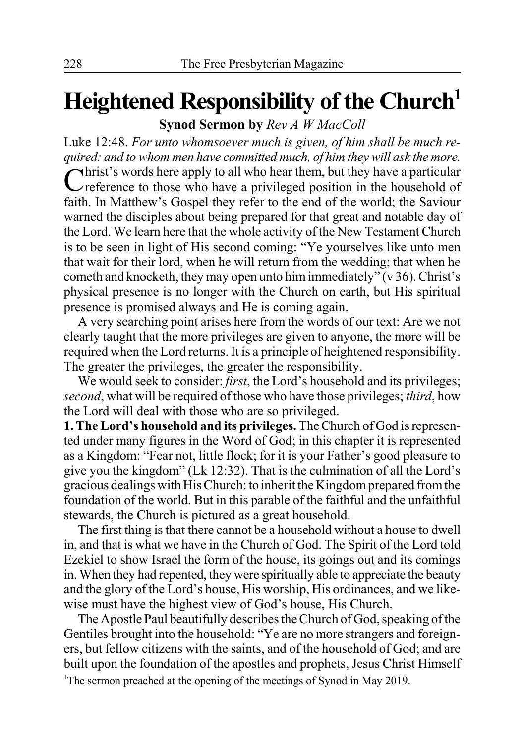# Heightened Responsibility of the Church[1]

**Synod Sermon by** *Rev A W MacColl*

Luke 12:48. *For unto whomsoever much is given, of him shall be much required: and to whom men have committed much, of him they will ask the more.*

Christ's words here apply to all who hear them, but they have a particular reference to those who have a privileged position in the household of faith. In Matthew's Gospel they refer to the end of the world; the Saviour warned the disciples about being prepared for that great and notable day of the Lord. We learn here that the whole activity of the New Testament Church is to be seen in light of His second coming: "Ye yourselves like unto men that wait for their lord, when he will return from the wedding; that when he cometh and knocketh, they may open unto him immediately" (v 36). Christ's physical presence is no longer with the Church on earth, but His spiritual presence is promised always and He is coming again.

A very searching point arises here from the words of our text: Are we not clearly taught that the more privileges are given to anyone, the more will be required when the Lord returns. It is a principle of heightened responsibility. The greater the privileges, the greater the responsibility.

We would seek to consider: *first*, the Lord's household and its privileges; *second*, what will be required of those who have those privileges; *third*, how the Lord will deal with those who are so privileged.

**1. The Lord's household and its privileges.** The Church of God is represented under many figures in the Word of God; in this chapter it is represented as a Kingdom: "Fear not, little flock; for it is your Father's good pleasure to give you the kingdom" (Lk 12:32). That is the culmination of all the Lord's gracious dealings with His Church: to inherit the Kingdom prepared from the foundation of the world. But in this parable of the faithful and the unfaithful stewards, the Church is pictured as a great household.

The first thing is that there cannot be a household without a house to dwell in, and that is what we have in the Church of God. The Spirit of the Lord told Ezekiel to show Israel the form of the house, its goings out and its comings in. When they had repented, they were spiritually able to appreciate the beauty and the glory of the Lord's house, His worship, His ordinances, and we likewise must have the highest view of God's house, His Church.

The Apostle Paul beautifully describes the Church of God, speaking of the Gentiles brought into the household: "Ye are no more strangers and foreigners, but fellow citizens with the saints, and of the household of God; and are built upon the foundation of the apostles and prophets, Jesus Christ Himself

[1]The sermon preached at the opening of the meetings of Synod in May 2019.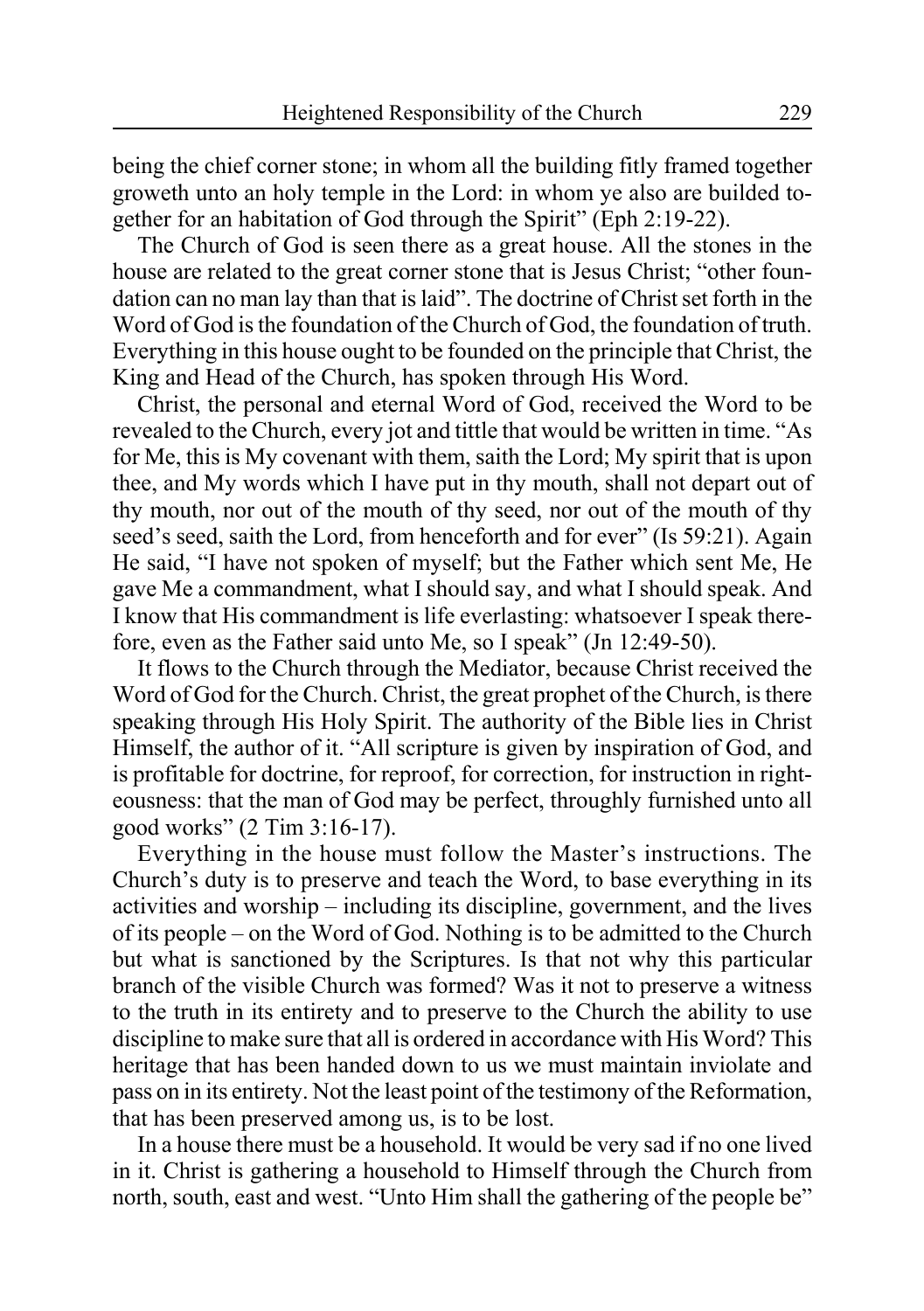being the chief corner stone; in whom all the building fitly framed together groweth unto an holy temple in the Lord: in whom ye also are builded together for an habitation of God through the Spirit" (Eph 2:19-22).

The Church of God is seen there as a great house. All the stones in the house are related to the great corner stone that is Jesus Christ; "other foundation can no man lay than that is laid". The doctrine of Christ set forth in the Word of God is the foundation of the Church of God, the foundation of truth. Everything in this house ought to be founded on the principle that Christ, the King and Head of the Church, has spoken through His Word.

Christ, the personal and eternal Word of God, received the Word to be revealed to the Church, every jot and tittle that would be written in time. "As for Me, this is My covenant with them, saith the Lord; My spirit that is upon thee, and My words which I have put in thy mouth, shall not depart out of thy mouth, nor out of the mouth of thy seed, nor out of the mouth of thy seed's seed, saith the Lord, from henceforth and for ever" (Is 59:21). Again He said, "I have not spoken of myself; but the Father which sent Me, He gave Me a commandment, what I should say, and what I should speak. And I know that His commandment is life everlasting: whatsoever I speak therefore, even as the Father said unto Me, so I speak" (Jn 12:49-50).

It flows to the Church through the Mediator, because Christ received the Word of God for the Church. Christ, the great prophet of the Church, is there speaking through His Holy Spirit. The authority of the Bible lies in Christ Himself, the author of it. "All scripture is given by inspiration of God, and is profitable for doctrine, for reproof, for correction, for instruction in righteousness: that the man of God may be perfect, throughly furnished unto all good works" (2 Tim 3:16-17).

Everything in the house must follow the Master's instructions. The Church's duty is to preserve and teach the Word, to base everything in its activities and worship – including its discipline, government, and the lives of its people – on the Word of God. Nothing is to be admitted to the Church but what is sanctioned by the Scriptures. Is that not why this particular branch of the visible Church was formed? Was it not to preserve a witness to the truth in its entirety and to preserve to the Church the ability to use discipline to make sure that all is ordered in accordance with His Word? This heritage that has been handed down to us we must maintain inviolate and pass on in its entirety. Not the least point of the testimony of the Reformation, that has been preserved among us, is to be lost.

In a house there must be a household. It would be very sad if no one lived in it. Christ is gathering a household to Himself through the Church from north, south, east and west. "Unto Him shall the gathering of the people be"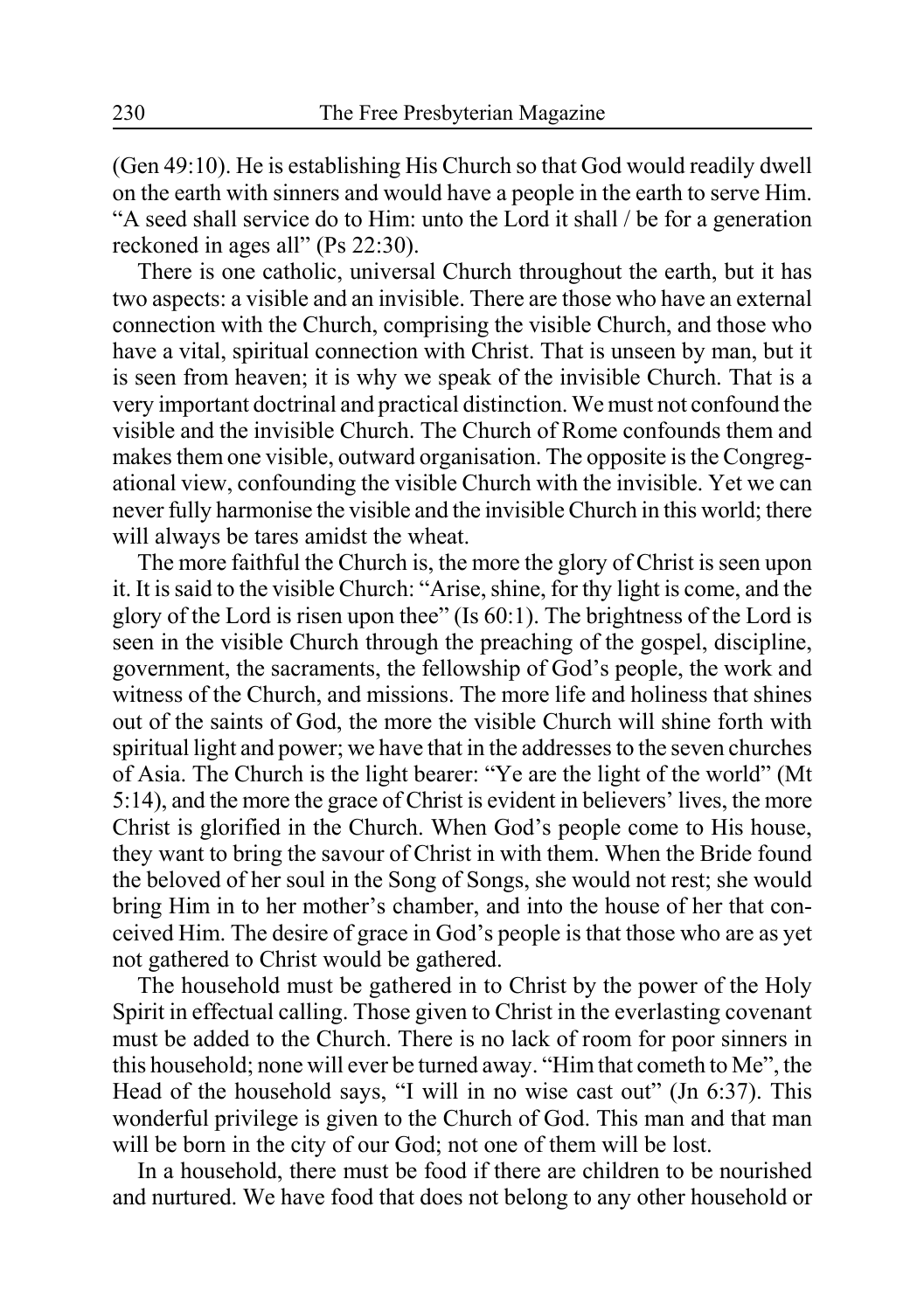(Gen 49:10). He is establishing His Church so that God would readily dwell on the earth with sinners and would have a people in the earth to serve Him. "A seed shall service do to Him: unto the Lord it shall / be for a generation reckoned in ages all" (Ps 22:30).

There is one catholic, universal Church throughout the earth, but it has two aspects: a visible and an invisible. There are those who have an external connection with the Church, comprising the visible Church, and those who have a vital, spiritual connection with Christ. That is unseen by man, but it is seen from heaven; it is why we speak of the invisible Church. That is a very important doctrinal and practical distinction. We must not confound the visible and the invisible Church. The Church of Rome confounds them and makes them one visible, outward organisation. The opposite is the Congregational view, confounding the visible Church with the invisible. Yet we can never fully harmonise the visible and the invisible Church in this world; there will always be tares amidst the wheat.

The more faithful the Church is, the more the glory of Christ is seen upon it. It is said to the visible Church: "Arise, shine, for thy light is come, and the glory of the Lord is risen upon thee" (Is 60:1). The brightness of the Lord is seen in the visible Church through the preaching of the gospel, discipline, government, the sacraments, the fellowship of God's people, the work and witness of the Church, and missions. The more life and holiness that shines out of the saints of God, the more the visible Church will shine forth with spiritual light and power; we have that in the addresses to the seven churches of Asia. The Church is the light bearer: "Ye are the light of the world" (Mt 5:14), and the more the grace of Christ is evident in believers' lives, the more Christ is glorified in the Church. When God's people come to His house, they want to bring the savour of Christ in with them. When the Bride found the beloved of her soul in the Song of Songs, she would not rest; she would bring Him in to her mother's chamber, and into the house of her that conceived Him. The desire of grace in God's people is that those who are as yet not gathered to Christ would be gathered.

The household must be gathered in to Christ by the power of the Holy Spirit in effectual calling. Those given to Christ in the everlasting covenant must be added to the Church. There is no lack of room for poor sinners in this household; none will ever be turned away. "Him that cometh to Me", the Head of the household says, "I will in no wise cast out" (Jn 6:37). This wonderful privilege is given to the Church of God. This man and that man will be born in the city of our God; not one of them will be lost.

In a household, there must be food if there are children to be nourished and nurtured. We have food that does not belong to any other household or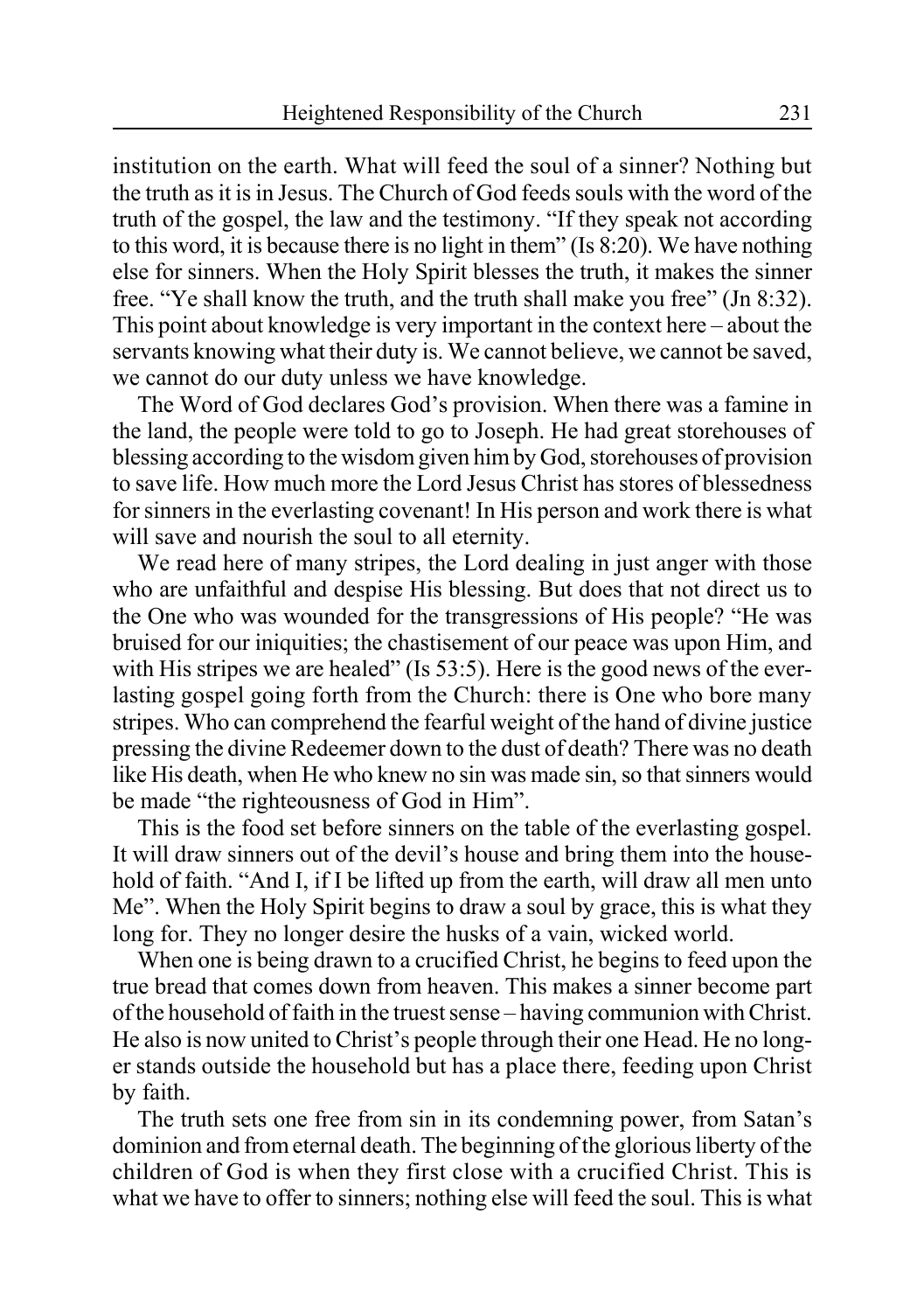institution on the earth. What will feed the soul of a sinner? Nothing but the truth as it is in Jesus. The Church of God feeds souls with the word of the truth of the gospel, the law and the testimony. "If they speak not according to this word, it is because there is no light in them" (Is 8:20). We have nothing else for sinners. When the Holy Spirit blesses the truth, it makes the sinner free. "Ye shall know the truth, and the truth shall make you free" (Jn 8:32). This point about knowledge is very important in the context here – about the servants knowing what their duty is. We cannot believe, we cannot be saved, we cannot do our duty unless we have knowledge.

The Word of God declares God's provision. When there was a famine in the land, the people were told to go to Joseph. He had great storehouses of blessing according to the wisdom given him by God, storehouses of provision to save life. How much more the Lord Jesus Christ has stores of blessedness for sinners in the everlasting covenant! In His person and work there is what will save and nourish the soul to all eternity.

We read here of many stripes, the Lord dealing in just anger with those who are unfaithful and despise His blessing. But does that not direct us to the One who was wounded for the transgressions of His people? "He was bruised for our iniquities; the chastisement of our peace was upon Him, and with His stripes we are healed" (Is 53:5). Here is the good news of the everlasting gospel going forth from the Church: there is One who bore many stripes. Who can comprehend the fearful weight of the hand of divine justice pressing the divine Redeemer down to the dust of death? There was no death like His death, when He who knew no sin was made sin, so that sinners would be made "the righteousness of God in Him".

This is the food set before sinners on the table of the everlasting gospel. It will draw sinners out of the devil's house and bring them into the household of faith. "And I, if I be lifted up from the earth, will draw all men unto Me". When the Holy Spirit begins to draw a soul by grace, this is what they long for. They no longer desire the husks of a vain, wicked world.

When one is being drawn to a crucified Christ, he begins to feed upon the true bread that comes down from heaven. This makes a sinner become part of the household of faith in the truest sense – having communion with Christ. He also is now united to Christ's people through their one Head. He no longer stands outside the household but has a place there, feeding upon Christ by faith.

The truth sets one free from sin in its condemning power, from Satan's dominion and from eternal death. The beginning of the glorious liberty of the children of God is when they first close with a crucified Christ. This is what we have to offer to sinners; nothing else will feed the soul. This is what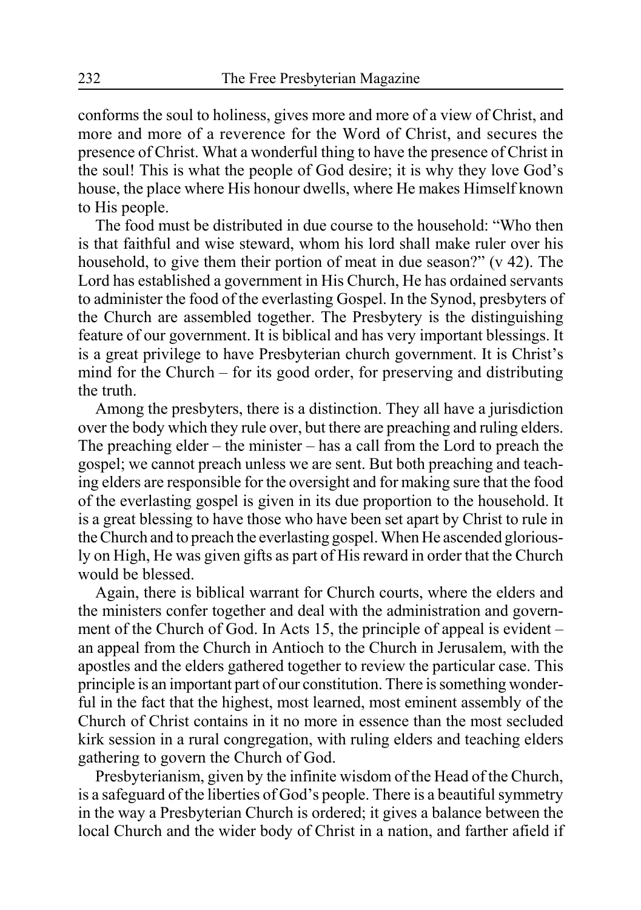conforms the soul to holiness, gives more and more of a view of Christ, and more and more of a reverence for the Word of Christ, and secures the presence of Christ. What a wonderful thing to have the presence of Christ in the soul! This is what the people of God desire; it is why they love God's house, the place where His honour dwells, where He makes Himself known to His people.

The food must be distributed in due course to the household: "Who then is that faithful and wise steward, whom his lord shall make ruler over his household, to give them their portion of meat in due season?" (v 42). The Lord has established a government in His Church, He has ordained servants to administer the food of the everlasting Gospel. In the Synod, presbyters of the Church are assembled together. The Presbytery is the distinguishing feature of our government. It is biblical and has very important blessings. It is a great privilege to have Presbyterian church government. It is Christ's mind for the Church – for its good order, for preserving and distributing the truth.

Among the presbyters, there is a distinction. They all have a jurisdiction over the body which they rule over, but there are preaching and ruling elders. The preaching elder – the minister – has a call from the Lord to preach the gospel; we cannot preach unless we are sent. But both preaching and teaching elders are responsible for the oversight and for making sure that the food of the everlasting gospel is given in its due proportion to the household. It is a great blessing to have those who have been set apart by Christ to rule in the Church and to preach the everlasting gospel. When He ascended gloriously on High, He was given gifts as part of His reward in order that the Church would be blessed.

Again, there is biblical warrant for Church courts, where the elders and the ministers confer together and deal with the administration and government of the Church of God. In Acts 15, the principle of appeal is evident – an appeal from the Church in Antioch to the Church in Jerusalem, with the apostles and the elders gathered together to review the particular case. This principle is an important part of our constitution. There is something wonderful in the fact that the highest, most learned, most eminent assembly of the Church of Christ contains in it no more in essence than the most secluded kirk session in a rural congregation, with ruling elders and teaching elders gathering to govern the Church of God.

Presbyterianism, given by the infinite wisdom of the Head of the Church, is a safeguard of the liberties of God's people. There is a beautiful symmetry in the way a Presbyterian Church is ordered; it gives a balance between the local Church and the wider body of Christ in a nation, and farther afield if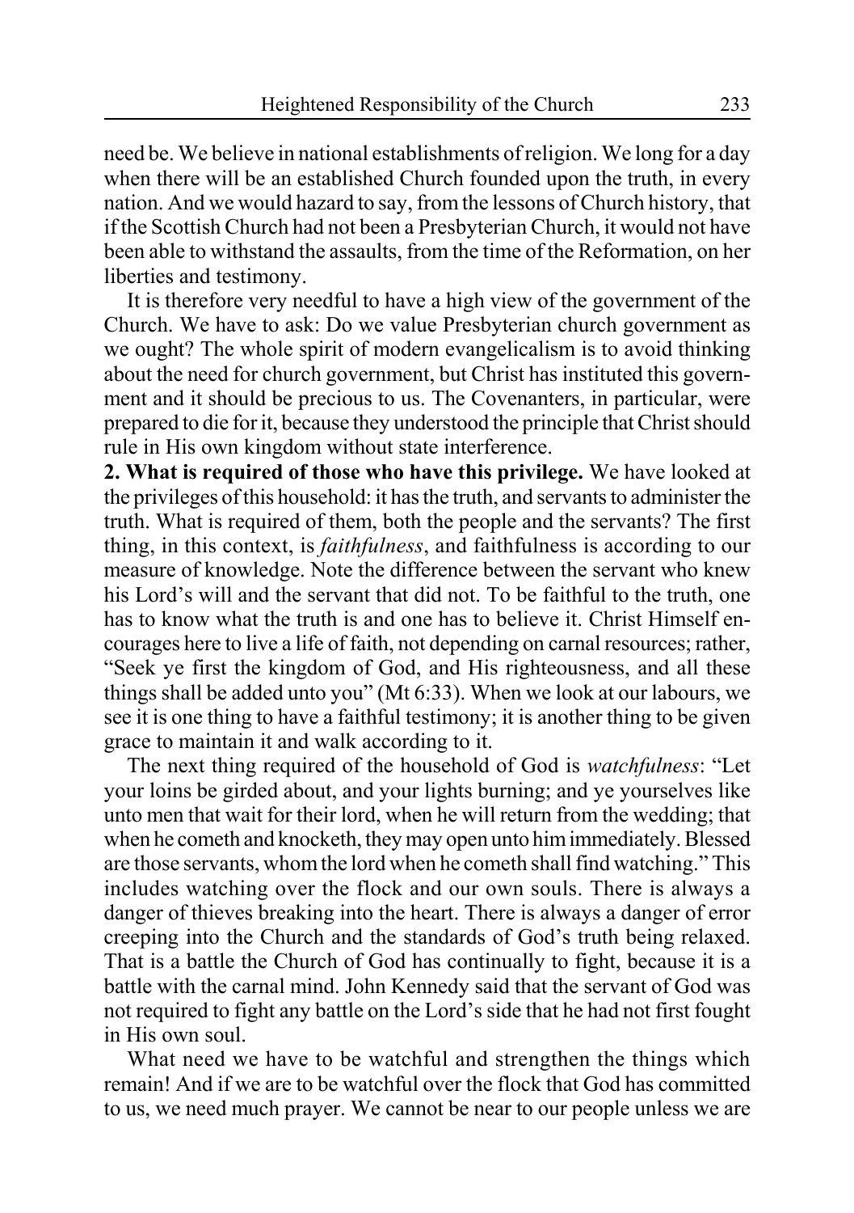need be. We believe in national establishments of religion. We long for a day when there will be an established Church founded upon the truth, in every nation. And we would hazard to say, from the lessons of Church history, that if the Scottish Church had not been a Presbyterian Church, it would not have been able to withstand the assaults, from the time of the Reformation, on her liberties and testimony.

It is therefore very needful to have a high view of the government of the Church. We have to ask: Do we value Presbyterian church government as we ought? The whole spirit of modern evangelicalism is to avoid thinking about the need for church government, but Christ has instituted this government and it should be precious to us. The Covenanters, in particular, were prepared to die for it, because they understood the principle that Christ should rule in His own kingdom without state interference.

**2. What is required of those who have this privilege.** We have looked at the privileges of this household: it has the truth, and servants to administer the truth. What is required of them, both the people and the servants? The first thing, in this context, is *faithfulness*, and faithfulness is according to our measure of knowledge. Note the difference between the servant who knew his Lord's will and the servant that did not. To be faithful to the truth, one has to know what the truth is and one has to believe it. Christ Himself encourages here to live a life of faith, not depending on carnal resources; rather, "Seek ye first the kingdom of God, and His righteousness, and all these things shall be added unto you" (Mt 6:33). When we look at our labours, we see it is one thing to have a faithful testimony; it is another thing to be given grace to maintain it and walk according to it.

The next thing required of the household of God is *watchfulness*: "Let your loins be girded about, and your lights burning; and ye yourselves like unto men that wait for their lord, when he will return from the wedding; that when he cometh and knocketh, they may open unto him immediately. Blessed are those servants, whom the lord when he cometh shall find watching." This includes watching over the flock and our own souls. There is always a danger of thieves breaking into the heart. There is always a danger of error creeping into the Church and the standards of God's truth being relaxed. That is a battle the Church of God has continually to fight, because it is a battle with the carnal mind. John Kennedy said that the servant of God was not required to fight any battle on the Lord's side that he had not first fought in His own soul.

What need we have to be watchful and strengthen the things which remain! And if we are to be watchful over the flock that God has committed to us, we need much prayer. We cannot be near to our people unless we are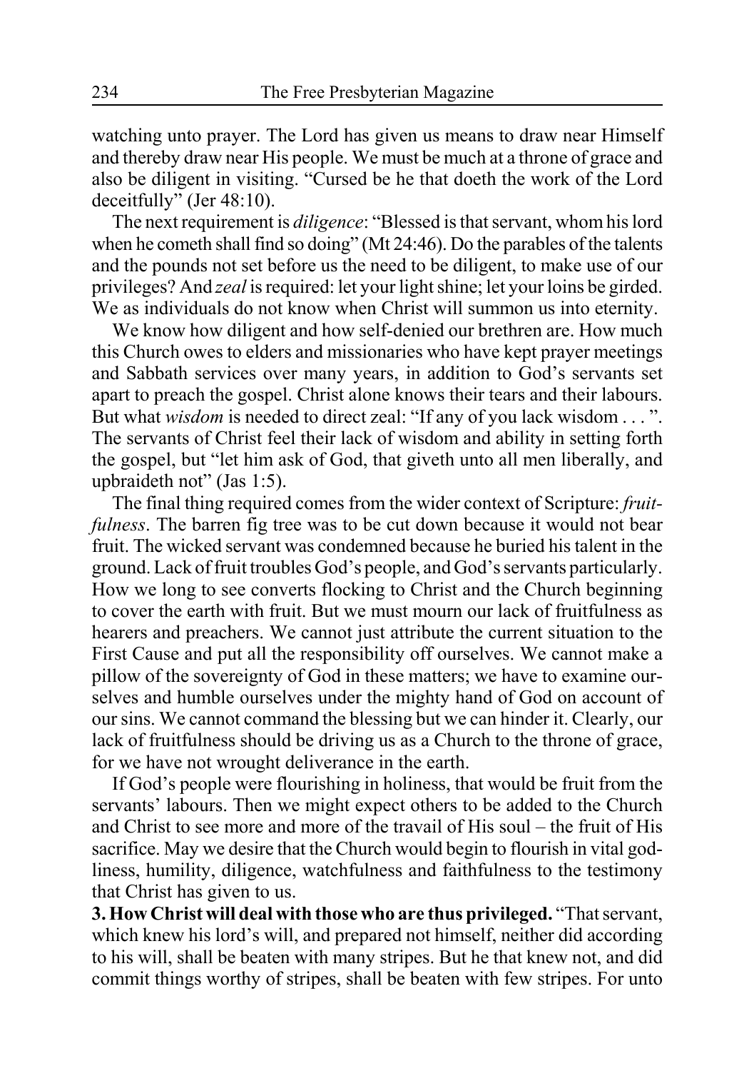watching unto prayer. The Lord has given us means to draw near Himself and thereby draw near His people. We must be much at a throne of grace and also be diligent in visiting. "Cursed be he that doeth the work of the Lord deceitfully" (Jer 48:10).

The next requirement is *diligence*: "Blessed is that servant, whom his lord when he cometh shall find so doing" (Mt 24:46). Do the parables of the talents and the pounds not set before us the need to be diligent, to make use of our privileges? And *zeal* is required: let your light shine; let your loins be girded. We as individuals do not know when Christ will summon us into eternity.

We know how diligent and how self-denied our brethren are. How much this Church owes to elders and missionaries who have kept prayer meetings and Sabbath services over many years, in addition to God's servants set apart to preach the gospel. Christ alone knows their tears and their labours. But what *wisdom* is needed to direct zeal: "If any of you lack wisdom . . . ". The servants of Christ feel their lack of wisdom and ability in setting forth the gospel, but "let him ask of God, that giveth unto all men liberally, and upbraideth not" (Jas 1:5).

The final thing required comes from the wider context of Scripture: *fruitfulness*. The barren fig tree was to be cut down because it would not bear fruit. The wicked servant was condemned because he buried his talent in the ground. Lack of fruit troubles God's people, and God's servants particularly. How we long to see converts flocking to Christ and the Church beginning to cover the earth with fruit. But we must mourn our lack of fruitfulness as hearers and preachers. We cannot just attribute the current situation to the First Cause and put all the responsibility off ourselves. We cannot make a pillow of the sovereignty of God in these matters; we have to examine ourselves and humble ourselves under the mighty hand of God on account of our sins. We cannot command the blessing but we can hinder it. Clearly, our lack of fruitfulness should be driving us as a Church to the throne of grace, for we have not wrought deliverance in the earth.

If God's people were flourishing in holiness, that would be fruit from the servants' labours. Then we might expect others to be added to the Church and Christ to see more and more of the travail of His soul – the fruit of His sacrifice. May we desire that the Church would begin to flourish in vital godliness, humility, diligence, watchfulness and faithfulness to the testimony that Christ has given to us.

**3. How Christ will deal with those who are thus privileged.** "That servant, which knew his lord's will, and prepared not himself, neither did according to his will, shall be beaten with many stripes. But he that knew not, and did commit things worthy of stripes, shall be beaten with few stripes. For unto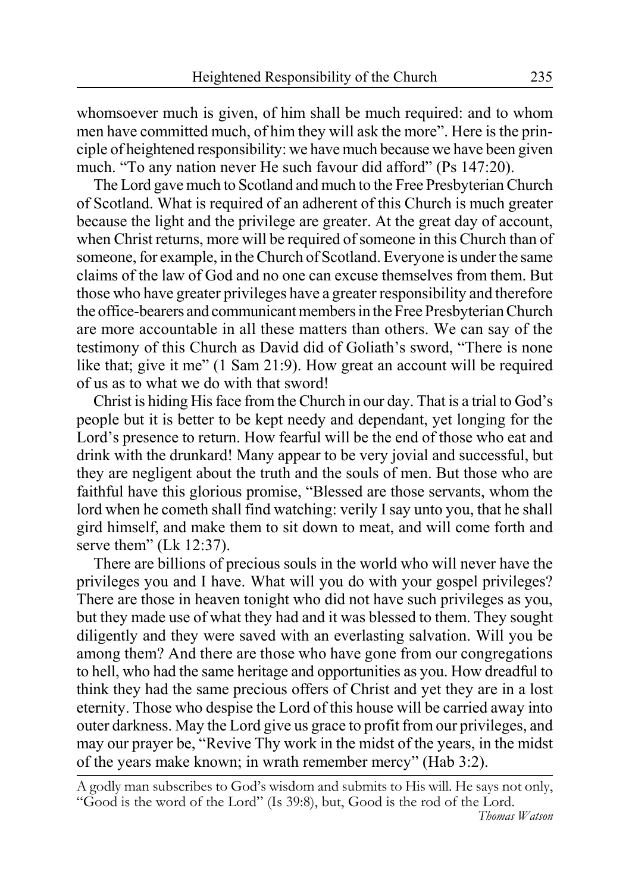whomsoever much is given, of him shall be much required: and to whom men have committed much, of him they will ask the more". Here is the principle of heightened responsibility: we have much because we have been given much. "To any nation never He such favour did afford" (Ps 147:20).

The Lord gave much to Scotland and much to the Free Presbyterian Church of Scotland. What is required of an adherent of this Church is much greater because the light and the privilege are greater. At the great day of account, when Christ returns, more will be required of someone in this Church than of someone, for example, in the Church of Scotland. Everyone is under the same claims of the law of God and no one can excuse themselves from them. But those who have greater privileges have a greater responsibility and therefore the office-bearers and communicant members in the Free Presbyterian Church are more accountable in all these matters than others. We can say of the testimony of this Church as David did of Goliath's sword, "There is none like that; give it me" (1 Sam 21:9). How great an account will be required of us as to what we do with that sword!

Christ is hiding His face from the Church in our day. That is a trial to God's people but it is better to be kept needy and dependant, yet longing for the Lord's presence to return. How fearful will be the end of those who eat and drink with the drunkard! Many appear to be very jovial and successful, but they are negligent about the truth and the souls of men. But those who are faithful have this glorious promise, "Blessed are those servants, whom the lord when he cometh shall find watching: verily I say unto you, that he shall gird himself, and make them to sit down to meat, and will come forth and serve them" (Lk 12:37).

There are billions of precious souls in the world who will never have the privileges you and I have. What will you do with your gospel privileges? There are those in heaven tonight who did not have such privileges as you, but they made use of what they had and it was blessed to them. They sought diligently and they were saved with an everlasting salvation. Will you be among them? And there are those who have gone from our congregations to hell, who had the same heritage and opportunities as you. How dreadful to think they had the same precious offers of Christ and yet they are in a lost eternity. Those who despise the Lord of this house will be carried away into outer darkness. May the Lord give us grace to profit from our privileges, and may our prayer be, "Revive Thy work in the midst of the years, in the midst of the years make known; in wrath remember mercy" (Hab 3:2).

---

A godly man subscribes to God's wisdom and submits to His will. He says not only, "Good is the word of the Lord" (Is 39:8), but, Good is the rod of the Lord.

*Thomas Watson*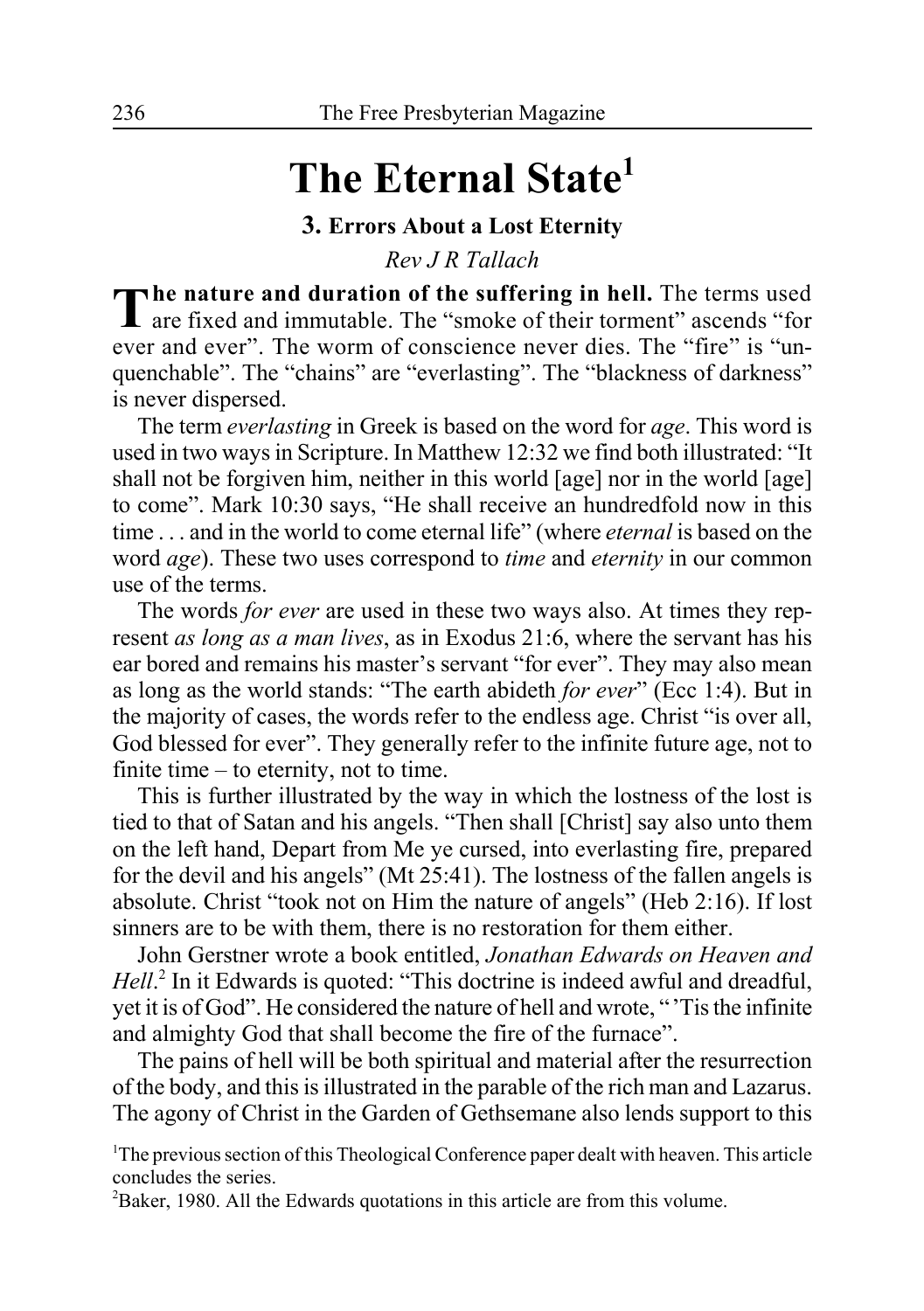# The Eternal State[1]

### 3. Errors About a Lost Eternity

*Rev J R Tallach*

**The nature and duration of the suffering in hell.** The terms used are fixed and immutable. The "smoke of their torment" ascends "for ever and ever". The worm of conscience never dies. The "fire" is "unquenchable". The "chains" are "everlasting". The "blackness of darkness" is never dispersed.

The term *everlasting* in Greek is based on the word for *age*. This word is used in two ways in Scripture. In Matthew 12:32 we find both illustrated: "It shall not be forgiven him, neither in this world [age] nor in the world [age] to come". Mark 10:30 says, "He shall receive an hundredfold now in this time . . . and in the world to come eternal life" (where *eternal* is based on the word *age*). These two uses correspond to *time* and *eternity* in our common use of the terms.

The words *for ever* are used in these two ways also. At times they represent *as long as a man lives*, as in Exodus 21:6, where the servant has his ear bored and remains his master's servant "for ever". They may also mean as long as the world stands: "The earth abideth *for ever*" (Ecc 1:4). But in the majority of cases, the words refer to the endless age. Christ "is over all, God blessed for ever". They generally refer to the infinite future age, not to finite time – to eternity, not to time.

This is further illustrated by the way in which the lostness of the lost is tied to that of Satan and his angels. "Then shall [Christ] say also unto them on the left hand, Depart from Me ye cursed, into everlasting fire, prepared for the devil and his angels" (Mt 25:41). The lostness of the fallen angels is absolute. Christ "took not on Him the nature of angels" (Heb 2:16). If lost sinners are to be with them, there is no restoration for them either.

John Gerstner wrote a book entitled, *Jonathan Edwards on Heaven and Hell*.[2] In it Edwards is quoted: "This doctrine is indeed awful and dreadful, yet it is of God". He considered the nature of hell and wrote, "'Tis the infinite and almighty God that shall become the fire of the furnace".

The pains of hell will be both spiritual and material after the resurrection of the body, and this is illustrated in the parable of the rich man and Lazarus. The agony of Christ in the Garden of Gethsemane also lends support to this

[1]The previous section of this Theological Conference paper dealt with heaven. This article concludes the series.

[2]Baker, 1980. All the Edwards quotations in this article are from this volume.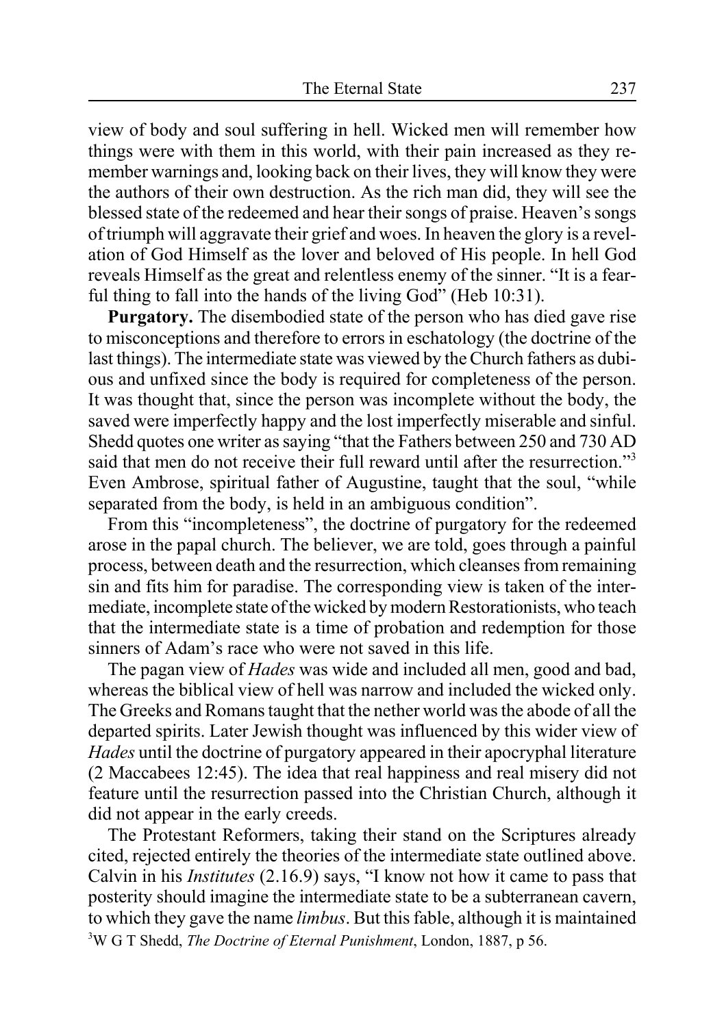view of body and soul suffering in hell. Wicked men will remember how things were with them in this world, with their pain increased as they remember warnings and, looking back on their lives, they will know they were the authors of their own destruction. As the rich man did, they will see the blessed state of the redeemed and hear their songs of praise. Heaven's songs of triumph will aggravate their grief and woes. In heaven the glory is a revelation of God Himself as the lover and beloved of His people. In hell God reveals Himself as the great and relentless enemy of the sinner. "It is a fearful thing to fall into the hands of the living God" (Heb 10:31).

**Purgatory.** The disembodied state of the person who has died gave rise to misconceptions and therefore to errors in eschatology (the doctrine of the last things). The intermediate state was viewed by the Church fathers as dubious and unfixed since the body is required for completeness of the person. It was thought that, since the person was incomplete without the body, the saved were imperfectly happy and the lost imperfectly miserable and sinful. Shedd quotes one writer as saying "that the Fathers between 250 and 730 AD said that men do not receive their full reward until after the resurrection."[3] Even Ambrose, spiritual father of Augustine, taught that the soul, "while separated from the body, is held in an ambiguous condition".

From this "incompleteness", the doctrine of purgatory for the redeemed arose in the papal church. The believer, we are told, goes through a painful process, between death and the resurrection, which cleanses from remaining sin and fits him for paradise. The corresponding view is taken of the intermediate, incomplete state of the wicked by modern Restorationists, who teach that the intermediate state is a time of probation and redemption for those sinners of Adam's race who were not saved in this life.

The pagan view of *Hades* was wide and included all men, good and bad, whereas the biblical view of hell was narrow and included the wicked only. The Greeks and Romans taught that the nether world was the abode of all the departed spirits. Later Jewish thought was influenced by this wider view of *Hades* until the doctrine of purgatory appeared in their apocryphal literature (2 Maccabees 12:45). The idea that real happiness and real misery did not feature until the resurrection passed into the Christian Church, although it did not appear in the early creeds.

The Protestant Reformers, taking their stand on the Scriptures already cited, rejected entirely the theories of the intermediate state outlined above. Calvin in his *Institutes* (2.16.9) says, "I know not how it came to pass that posterity should imagine the intermediate state to be a subterranean cavern, to which they gave the name *limbus*. But this fable, although it is maintained

[3] W G T Shedd, *The Doctrine of Eternal Punishment*, London, 1887, p 56.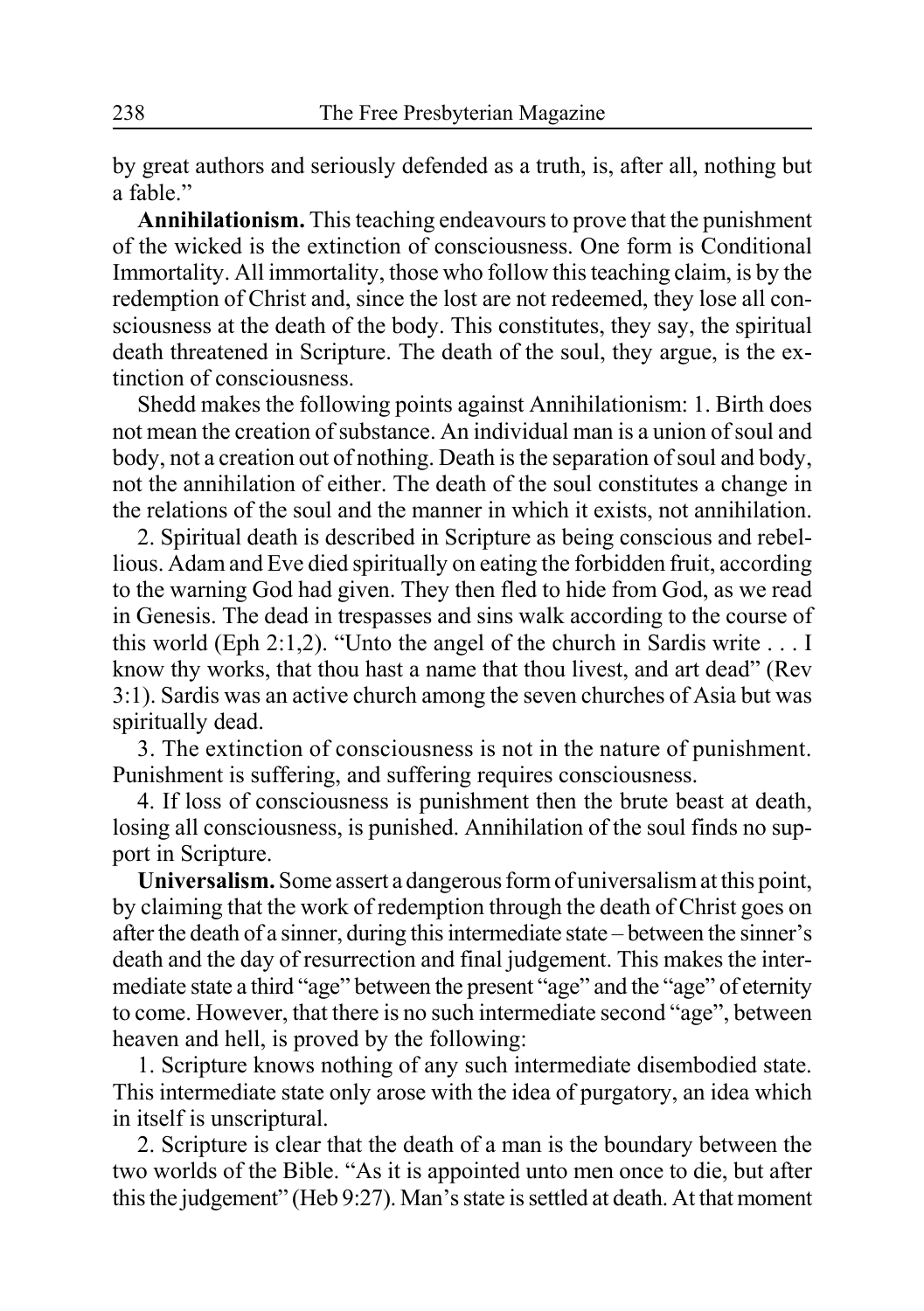by great authors and seriously defended as a truth, is, after all, nothing but a fable."

**Annihilationism.** This teaching endeavours to prove that the punishment of the wicked is the extinction of consciousness. One form is Conditional Immortality. All immortality, those who follow this teaching claim, is by the redemption of Christ and, since the lost are not redeemed, they lose all consciousness at the death of the body. This constitutes, they say, the spiritual death threatened in Scripture. The death of the soul, they argue, is the extinction of consciousness.

Shedd makes the following points against Annihilationism: 1. Birth does not mean the creation of substance. An individual man is a union of soul and body, not a creation out of nothing. Death is the separation of soul and body, not the annihilation of either. The death of the soul constitutes a change in the relations of the soul and the manner in which it exists, not annihilation.

2. Spiritual death is described in Scripture as being conscious and rebellious. Adam and Eve died spiritually on eating the forbidden fruit, according to the warning God had given. They then fled to hide from God, as we read in Genesis. The dead in trespasses and sins walk according to the course of this world (Eph 2:1,2). "Unto the angel of the church in Sardis write . . . I know thy works, that thou hast a name that thou livest, and art dead" (Rev 3:1). Sardis was an active church among the seven churches of Asia but was spiritually dead.

3. The extinction of consciousness is not in the nature of punishment. Punishment is suffering, and suffering requires consciousness.

4. If loss of consciousness is punishment then the brute beast at death, losing all consciousness, is punished. Annihilation of the soul finds no support in Scripture.

**Universalism.** Some assert a dangerous form of universalism at this point, by claiming that the work of redemption through the death of Christ goes on after the death of a sinner, during this intermediate state – between the sinner's death and the day of resurrection and final judgement. This makes the intermediate state a third "age" between the present "age" and the "age" of eternity to come. However, that there is no such intermediate second "age", between heaven and hell, is proved by the following:

1. Scripture knows nothing of any such intermediate disembodied state. This intermediate state only arose with the idea of purgatory, an idea which in itself is unscriptural.

2. Scripture is clear that the death of a man is the boundary between the two worlds of the Bible. "As it is appointed unto men once to die, but after this the judgement" (Heb 9:27). Man's state is settled at death. At that moment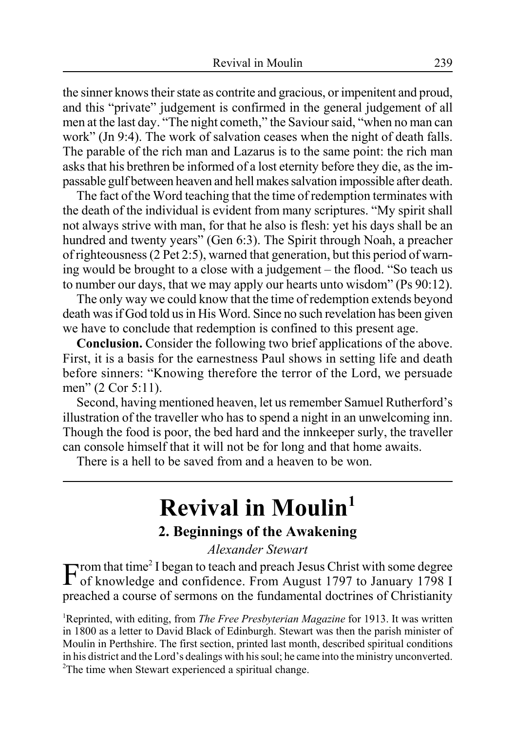the sinner knows their state as contrite and gracious, or impenitent and proud, and this "private" judgement is confirmed in the general judgement of all men at the last day. "The night cometh," the Saviour said, "when no man can work" (Jn 9:4). The work of salvation ceases when the night of death falls. The parable of the rich man and Lazarus is to the same point: the rich man asks that his brethren be informed of a lost eternity before they die, as the impassable gulf between heaven and hell makes salvation impossible after death.

The fact of the Word teaching that the time of redemption terminates with the death of the individual is evident from many scriptures. "My spirit shall not always strive with man, for that he also is flesh: yet his days shall be an hundred and twenty years" (Gen 6:3). The Spirit through Noah, a preacher of righteousness (2 Pet 2:5), warned that generation, but this period of warning would be brought to a close with a judgement – the flood. "So teach us to number our days, that we may apply our hearts unto wisdom" (Ps 90:12).

The only way we could know that the time of redemption extends beyond death was if God told us in His Word. Since no such revelation has been given we have to conclude that redemption is confined to this present age.

**Conclusion.** Consider the following two brief applications of the above. First, it is a basis for the earnestness Paul shows in setting life and death before sinners: "Knowing therefore the terror of the Lord, we persuade men" (2 Cor 5:11).

Second, having mentioned heaven, let us remember Samuel Rutherford's illustration of the traveller who has to spend a night in an unwelcoming inn. Though the food is poor, the bed hard and the innkeeper surly, the traveller can console himself that it will not be for long and that home awaits.

There is a hell to be saved from and a heaven to be won.

---

# Revival in Moulin[1]

## 2. Beginnings of the Awakening

*Alexander Stewart*

From that time[2] I began to teach and preach Jesus Christ with some degree of knowledge and confidence. From August 1797 to January 1798 I preached a course of sermons on the fundamental doctrines of Christianity

[1]Reprinted, with editing, from *The Free Presbyterian Magazine* for 1913. It was written in 1800 as a letter to David Black of Edinburgh. Stewart was then the parish minister of Moulin in Perthshire. The first section, printed last month, described spiritual conditions in his district and the Lord's dealings with his soul; he came into the ministry unconverted.

[2]The time when Stewart experienced a spiritual change.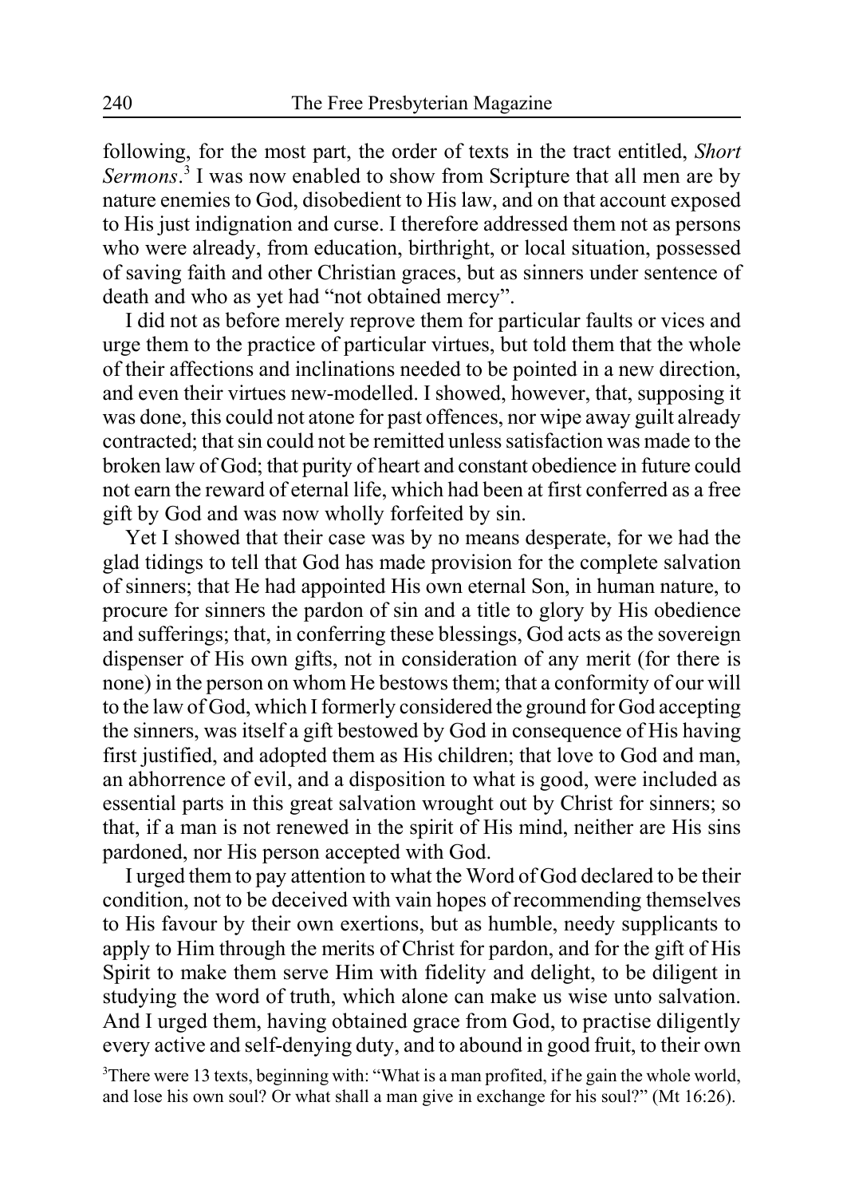following, for the most part, the order of texts in the tract entitled, *Short Sermons*.[3] I was now enabled to show from Scripture that all men are by nature enemies to God, disobedient to His law, and on that account exposed to His just indignation and curse. I therefore addressed them not as persons who were already, from education, birthright, or local situation, possessed of saving faith and other Christian graces, but as sinners under sentence of death and who as yet had "not obtained mercy".

I did not as before merely reprove them for particular faults or vices and urge them to the practice of particular virtues, but told them that the whole of their affections and inclinations needed to be pointed in a new direction, and even their virtues new-modelled. I showed, however, that, supposing it was done, this could not atone for past offences, nor wipe away guilt already contracted; that sin could not be remitted unless satisfaction was made to the broken law of God; that purity of heart and constant obedience in future could not earn the reward of eternal life, which had been at first conferred as a free gift by God and was now wholly forfeited by sin.

Yet I showed that their case was by no means desperate, for we had the glad tidings to tell that God has made provision for the complete salvation of sinners; that He had appointed His own eternal Son, in human nature, to procure for sinners the pardon of sin and a title to glory by His obedience and sufferings; that, in conferring these blessings, God acts as the sovereign dispenser of His own gifts, not in consideration of any merit (for there is none) in the person on whom He bestows them; that a conformity of our will to the law of God, which I formerly considered the ground for God accepting the sinners, was itself a gift bestowed by God in consequence of His having first justified, and adopted them as His children; that love to God and man, an abhorrence of evil, and a disposition to what is good, were included as essential parts in this great salvation wrought out by Christ for sinners; so that, if a man is not renewed in the spirit of His mind, neither are His sins pardoned, nor His person accepted with God.

I urged them to pay attention to what the Word of God declared to be their condition, not to be deceived with vain hopes of recommending themselves to His favour by their own exertions, but as humble, needy supplicants to apply to Him through the merits of Christ for pardon, and for the gift of His Spirit to make them serve Him with fidelity and delight, to be diligent in studying the word of truth, which alone can make us wise unto salvation. And I urged them, having obtained grace from God, to practise diligently every active and self-denying duty, and to abound in good fruit, to their own

[3]There were 13 texts, beginning with: "What is a man profited, if he gain the whole world, and lose his own soul? Or what shall a man give in exchange for his soul?" (Mt 16:26).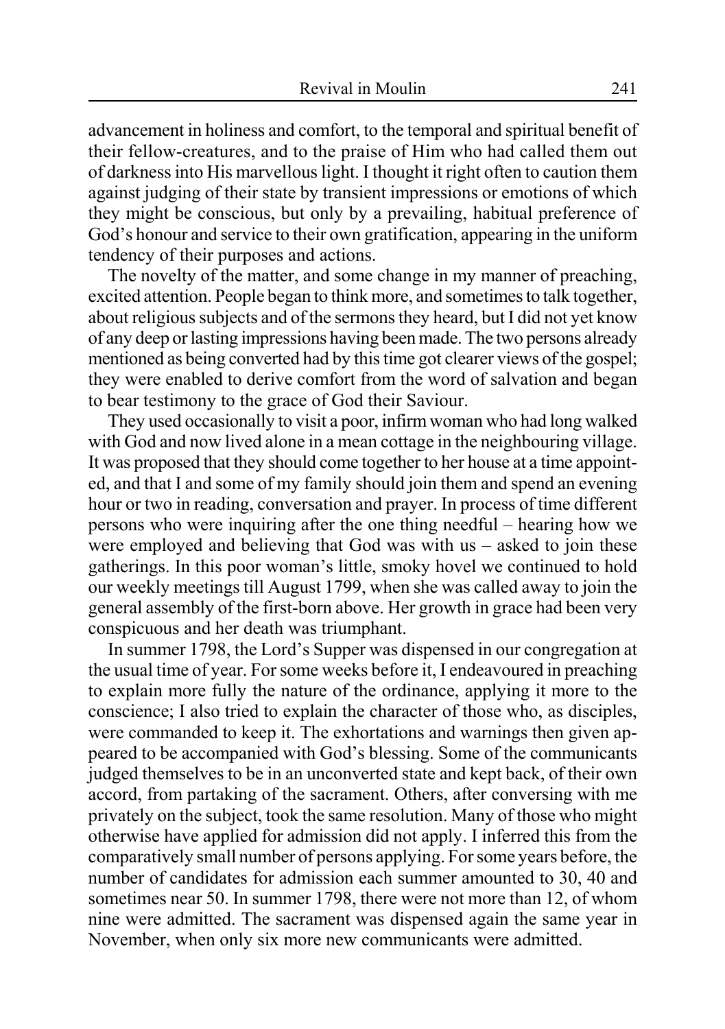advancement in holiness and comfort, to the temporal and spiritual benefit of their fellow-creatures, and to the praise of Him who had called them out of darkness into His marvellous light. I thought it right often to caution them against judging of their state by transient impressions or emotions of which they might be conscious, but only by a prevailing, habitual preference of God's honour and service to their own gratification, appearing in the uniform tendency of their purposes and actions.

The novelty of the matter, and some change in my manner of preaching, excited attention. People began to think more, and sometimes to talk together, about religious subjects and of the sermons they heard, but I did not yet know of any deep or lasting impressions having been made. The two persons already mentioned as being converted had by this time got clearer views of the gospel; they were enabled to derive comfort from the word of salvation and began to bear testimony to the grace of God their Saviour.

They used occasionally to visit a poor, infirm woman who had long walked with God and now lived alone in a mean cottage in the neighbouring village. It was proposed that they should come together to her house at a time appointed, and that I and some of my family should join them and spend an evening hour or two in reading, conversation and prayer. In process of time different persons who were inquiring after the one thing needful – hearing how we were employed and believing that God was with us – asked to join these gatherings. In this poor woman's little, smoky hovel we continued to hold our weekly meetings till August 1799, when she was called away to join the general assembly of the first-born above. Her growth in grace had been very conspicuous and her death was triumphant.

In summer 1798, the Lord's Supper was dispensed in our congregation at the usual time of year. For some weeks before it, I endeavoured in preaching to explain more fully the nature of the ordinance, applying it more to the conscience; I also tried to explain the character of those who, as disciples, were commanded to keep it. The exhortations and warnings then given appeared to be accompanied with God's blessing. Some of the communicants judged themselves to be in an unconverted state and kept back, of their own accord, from partaking of the sacrament. Others, after conversing with me privately on the subject, took the same resolution. Many of those who might otherwise have applied for admission did not apply. I inferred this from the comparatively small number of persons applying. For some years before, the number of candidates for admission each summer amounted to 30, 40 and sometimes near 50. In summer 1798, there were not more than 12, of whom nine were admitted. The sacrament was dispensed again the same year in November, when only six more new communicants were admitted.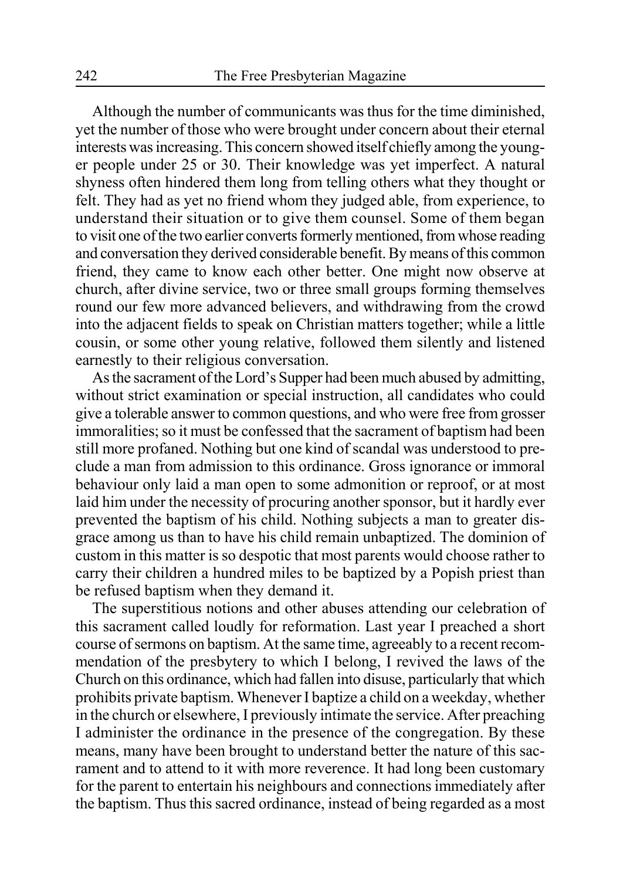Although the number of communicants was thus for the time diminished, yet the number of those who were brought under concern about their eternal interests was increasing. This concern showed itself chiefly among the younger people under 25 or 30. Their knowledge was yet imperfect. A natural shyness often hindered them long from telling others what they thought or felt. They had as yet no friend whom they judged able, from experience, to understand their situation or to give them counsel. Some of them began to visit one of the two earlier converts formerly mentioned, from whose reading and conversation they derived considerable benefit. By means of this common friend, they came to know each other better. One might now observe at church, after divine service, two or three small groups forming themselves round our few more advanced believers, and withdrawing from the crowd into the adjacent fields to speak on Christian matters together; while a little cousin, or some other young relative, followed them silently and listened earnestly to their religious conversation.

As the sacrament of the Lord's Supper had been much abused by admitting, without strict examination or special instruction, all candidates who could give a tolerable answer to common questions, and who were free from grosser immoralities; so it must be confessed that the sacrament of baptism had been still more profaned. Nothing but one kind of scandal was understood to preclude a man from admission to this ordinance. Gross ignorance or immoral behaviour only laid a man open to some admonition or reproof, or at most laid him under the necessity of procuring another sponsor, but it hardly ever prevented the baptism of his child. Nothing subjects a man to greater disgrace among us than to have his child remain unbaptized. The dominion of custom in this matter is so despotic that most parents would choose rather to carry their children a hundred miles to be baptized by a Popish priest than be refused baptism when they demand it.

The superstitious notions and other abuses attending our celebration of this sacrament called loudly for reformation. Last year I preached a short course of sermons on baptism. At the same time, agreeably to a recent recommendation of the presbytery to which I belong, I revived the laws of the Church on this ordinance, which had fallen into disuse, particularly that which prohibits private baptism. Whenever I baptize a child on a weekday, whether in the church or elsewhere, I previously intimate the service. After preaching I administer the ordinance in the presence of the congregation. By these means, many have been brought to understand better the nature of this sacrament and to attend to it with more reverence. It had long been customary for the parent to entertain his neighbours and connections immediately after the baptism. Thus this sacred ordinance, instead of being regarded as a most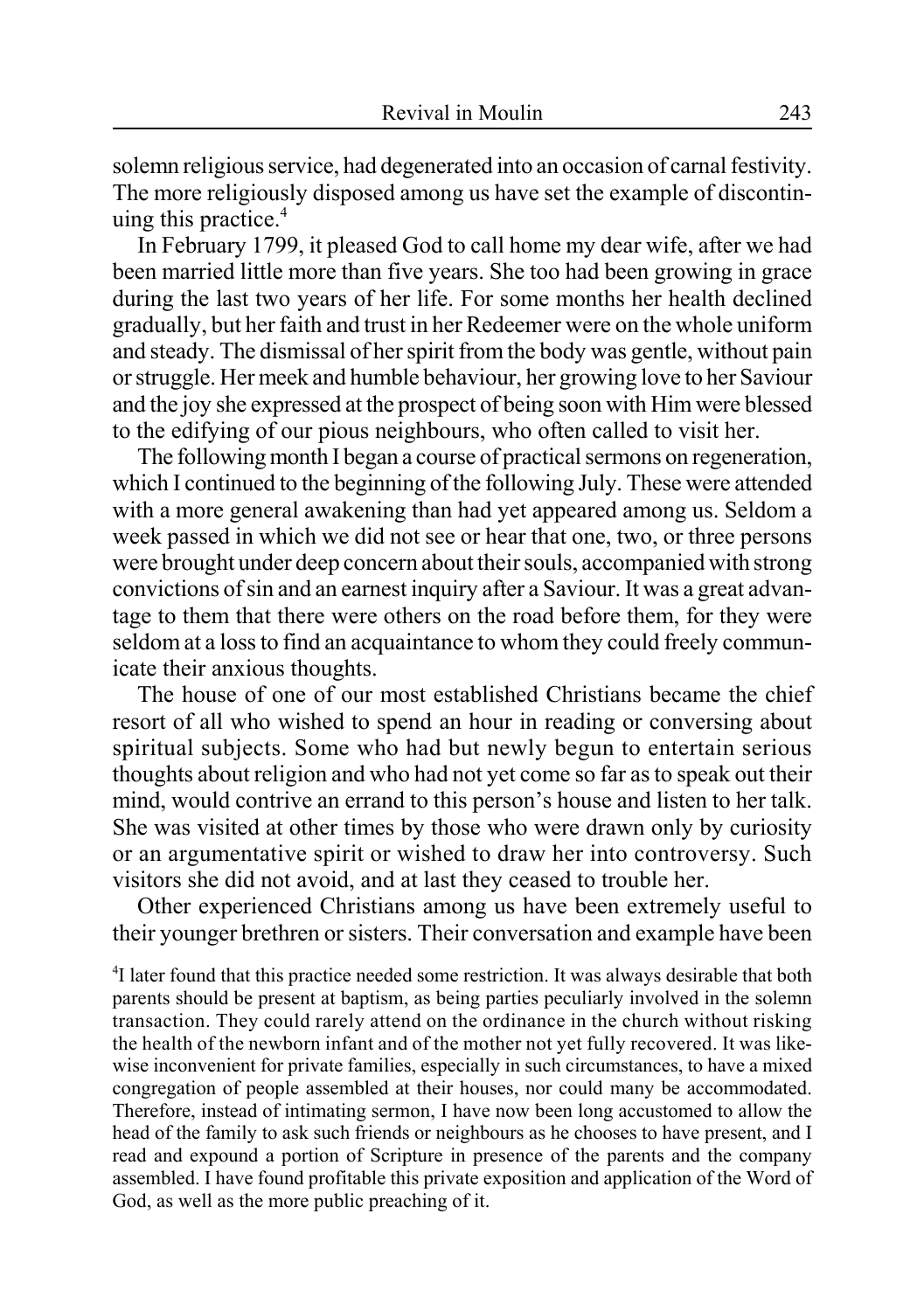solemn religious service, had degenerated into an occasion of carnal festivity. The more religiously disposed among us have set the example of discontinuing this practice.[4]

In February 1799, it pleased God to call home my dear wife, after we had been married little more than five years. She too had been growing in grace during the last two years of her life. For some months her health declined gradually, but her faith and trust in her Redeemer were on the whole uniform and steady. The dismissal of her spirit from the body was gentle, without pain or struggle. Her meek and humble behaviour, her growing love to her Saviour and the joy she expressed at the prospect of being soon with Him were blessed to the edifying of our pious neighbours, who often called to visit her.

The following month I began a course of practical sermons on regeneration, which I continued to the beginning of the following July. These were attended with a more general awakening than had yet appeared among us. Seldom a week passed in which we did not see or hear that one, two, or three persons were brought under deep concern about their souls, accompanied with strong convictions of sin and an earnest inquiry after a Saviour. It was a great advantage to them that there were others on the road before them, for they were seldom at a loss to find an acquaintance to whom they could freely communicate their anxious thoughts.

The house of one of our most established Christians became the chief resort of all who wished to spend an hour in reading or conversing about spiritual subjects. Some who had but newly begun to entertain serious thoughts about religion and who had not yet come so far as to speak out their mind, would contrive an errand to this person's house and listen to her talk. She was visited at other times by those who were drawn only by curiosity or an argumentative spirit or wished to draw her into controversy. Such visitors she did not avoid, and at last they ceased to trouble her.

Other experienced Christians among us have been extremely useful to their younger brethren or sisters. Their conversation and example have been

[4] I later found that this practice needed some restriction. It was always desirable that both parents should be present at baptism, as being parties peculiarly involved in the solemn transaction. They could rarely attend on the ordinance in the church without risking the health of the newborn infant and of the mother not yet fully recovered. It was likewise inconvenient for private families, especially in such circumstances, to have a mixed congregation of people assembled at their houses, nor could many be accommodated. Therefore, instead of intimating sermon, I have now been long accustomed to allow the head of the family to ask such friends or neighbours as he chooses to have present, and I read and expound a portion of Scripture in presence of the parents and the company assembled. I have found profitable this private exposition and application of the Word of God, as well as the more public preaching of it.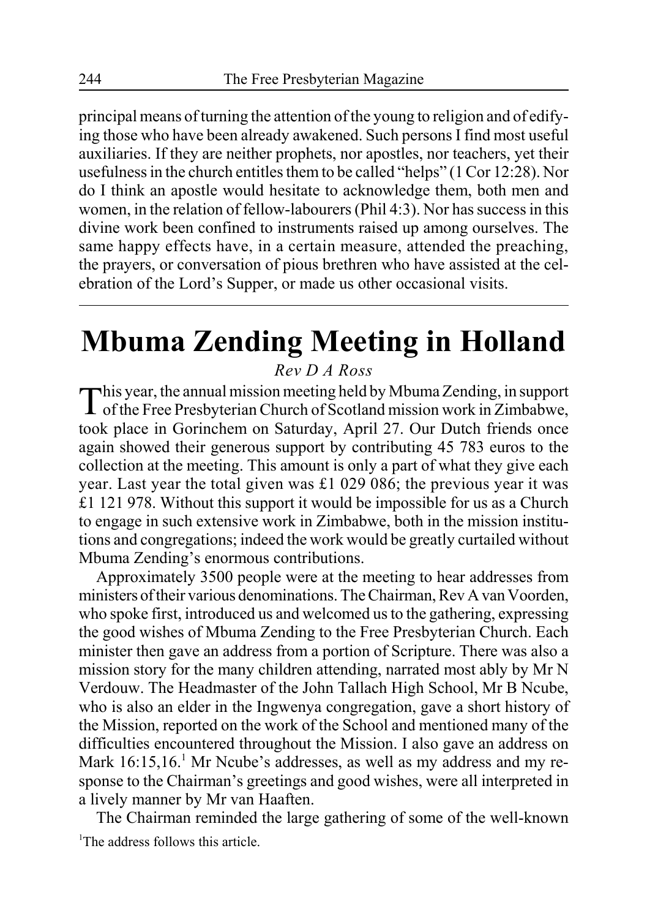principal means of turning the attention of the young to religion and of edifying those who have been already awakened. Such persons I find most useful auxiliaries. If they are neither prophets, nor apostles, nor teachers, yet their usefulness in the church entitles them to be called "helps" (1 Cor 12:28). Nor do I think an apostle would hesitate to acknowledge them, both men and women, in the relation of fellow-labourers (Phil 4:3). Nor has success in this divine work been confined to instruments raised up among ourselves. The same happy effects have, in a certain measure, attended the preaching, the prayers, or conversation of pious brethren who have assisted at the celebration of the Lord's Supper, or made us other occasional visits.

---

# Mbuma Zending Meeting in Holland

*Rev D A Ross*

This year, the annual mission meeting held by Mbuma Zending, in support of the Free Presbyterian Church of Scotland mission work in Zimbabwe, took place in Gorinchem on Saturday, April 27. Our Dutch friends once again showed their generous support by contributing 45 783 euros to the collection at the meeting. This amount is only a part of what they give each year. Last year the total given was £1 029 086; the previous year it was £1 121 978. Without this support it would be impossible for us as a Church to engage in such extensive work in Zimbabwe, both in the mission institutions and congregations; indeed the work would be greatly curtailed without Mbuma Zending's enormous contributions.

Approximately 3500 people were at the meeting to hear addresses from ministers of their various denominations. The Chairman, Rev A van Voorden, who spoke first, introduced us and welcomed us to the gathering, expressing the good wishes of Mbuma Zending to the Free Presbyterian Church. Each minister then gave an address from a portion of Scripture. There was also a mission story for the many children attending, narrated most ably by Mr N Verdouw. The Headmaster of the John Tallach High School, Mr B Ncube, who is also an elder in the Ingwenya congregation, gave a short history of the Mission, reported on the work of the School and mentioned many of the difficulties encountered throughout the Mission. I also gave an address on Mark 16:15,16.[1] Mr Ncube's addresses, as well as my address and my response to the Chairman's greetings and good wishes, were all interpreted in a lively manner by Mr van Haaften.

The Chairman reminded the large gathering of some of the well-known

[1]The address follows this article.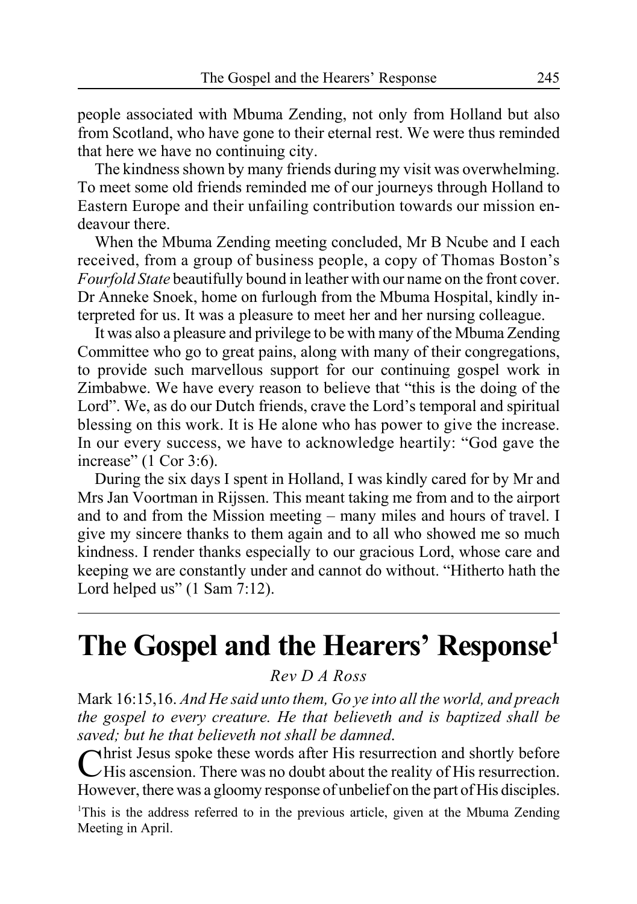people associated with Mbuma Zending, not only from Holland but also from Scotland, who have gone to their eternal rest. We were thus reminded that here we have no continuing city.

The kindness shown by many friends during my visit was overwhelming. To meet some old friends reminded me of our journeys through Holland to Eastern Europe and their unfailing contribution towards our mission endeavour there.

When the Mbuma Zending meeting concluded, Mr B Ncube and I each received, from a group of business people, a copy of Thomas Boston's *Fourfold State* beautifully bound in leather with our name on the front cover. Dr Anneke Snoek, home on furlough from the Mbuma Hospital, kindly interpreted for us. It was a pleasure to meet her and her nursing colleague.

It was also a pleasure and privilege to be with many of the Mbuma Zending Committee who go to great pains, along with many of their congregations, to provide such marvellous support for our continuing gospel work in Zimbabwe. We have every reason to believe that "this is the doing of the Lord". We, as do our Dutch friends, crave the Lord's temporal and spiritual blessing on this work. It is He alone who has power to give the increase. In our every success, we have to acknowledge heartily: "God gave the increase" (1 Cor 3:6).

During the six days I spent in Holland, I was kindly cared for by Mr and Mrs Jan Voortman in Rijssen. This meant taking me from and to the airport and to and from the Mission meeting – many miles and hours of travel. I give my sincere thanks to them again and to all who showed me so much kindness. I render thanks especially to our gracious Lord, whose care and keeping we are constantly under and cannot do without. "Hitherto hath the Lord helped us" (1 Sam 7:12).

---

# The Gospel and the Hearers' Response[1]

*Rev D A Ross*

Mark 16:15,16. *And He said unto them, Go ye into all the world, and preach the gospel to every creature. He that believeth and is baptized shall be saved; but he that believeth not shall be damned.*

Christ Jesus spoke these words after His resurrection and shortly before His ascension. There was no doubt about the reality of His resurrection. However, there was a gloomy response of unbelief on the part of His disciples.

[1]This is the address referred to in the previous article, given at the Mbuma Zending Meeting in April.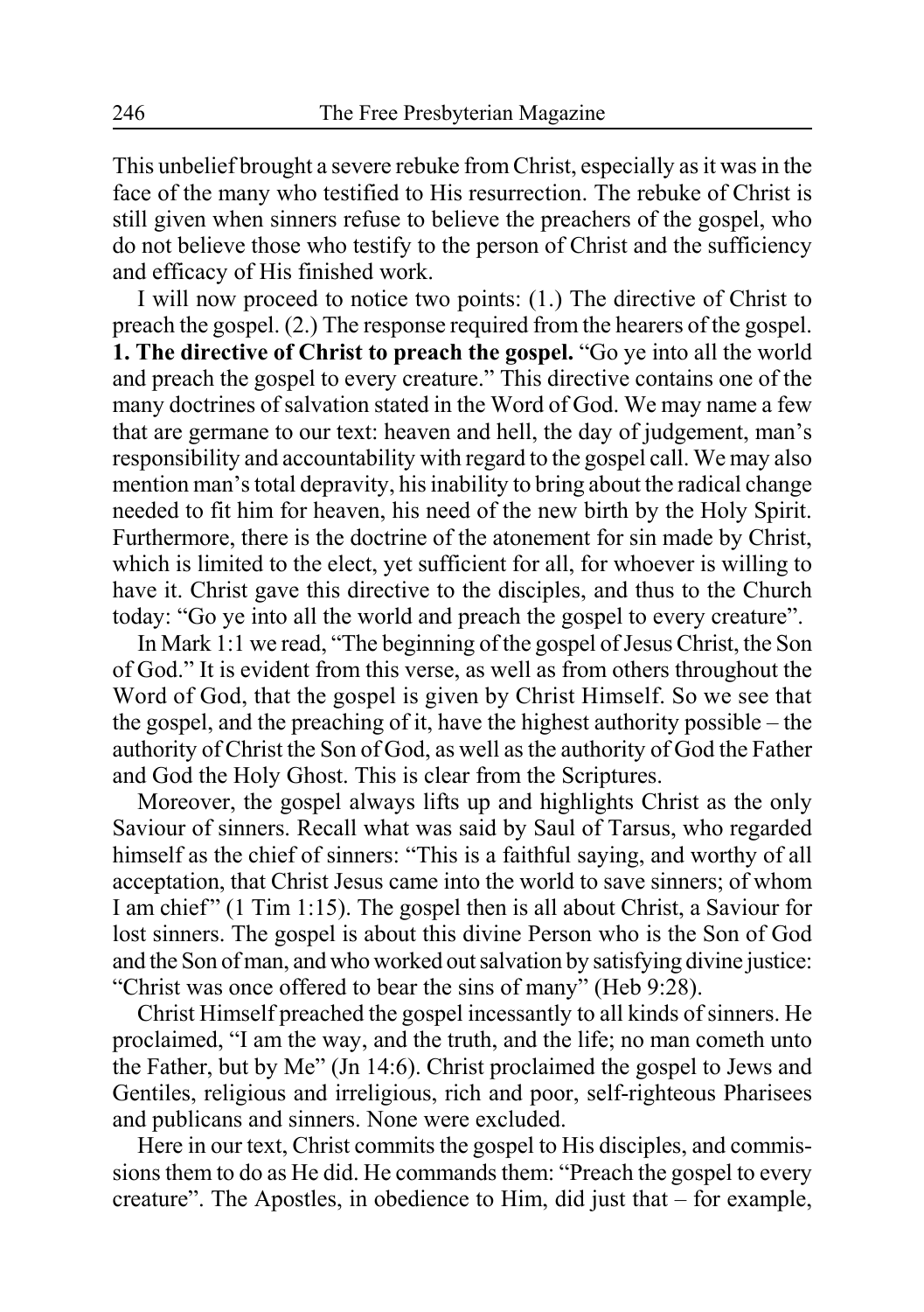This unbelief brought a severe rebuke from Christ, especially as it was in the face of the many who testified to His resurrection. The rebuke of Christ is still given when sinners refuse to believe the preachers of the gospel, who do not believe those who testify to the person of Christ and the sufficiency and efficacy of His finished work.

I will now proceed to notice two points: (1.) The directive of Christ to preach the gospel. (2.) The response required from the hearers of the gospel. **1. The directive of Christ to preach the gospel.** "Go ye into all the world and preach the gospel to every creature." This directive contains one of the many doctrines of salvation stated in the Word of God. We may name a few that are germane to our text: heaven and hell, the day of judgement, man's responsibility and accountability with regard to the gospel call. We may also mention man's total depravity, his inability to bring about the radical change needed to fit him for heaven, his need of the new birth by the Holy Spirit. Furthermore, there is the doctrine of the atonement for sin made by Christ, which is limited to the elect, yet sufficient for all, for whoever is willing to have it. Christ gave this directive to the disciples, and thus to the Church today: "Go ye into all the world and preach the gospel to every creature".

In Mark 1:1 we read, "The beginning of the gospel of Jesus Christ, the Son of God." It is evident from this verse, as well as from others throughout the Word of God, that the gospel is given by Christ Himself. So we see that the gospel, and the preaching of it, have the highest authority possible – the authority of Christ the Son of God, as well as the authority of God the Father and God the Holy Ghost. This is clear from the Scriptures.

Moreover, the gospel always lifts up and highlights Christ as the only Saviour of sinners. Recall what was said by Saul of Tarsus, who regarded himself as the chief of sinners: "This is a faithful saying, and worthy of all acceptation, that Christ Jesus came into the world to save sinners; of whom I am chief" (1 Tim 1:15). The gospel then is all about Christ, a Saviour for lost sinners. The gospel is about this divine Person who is the Son of God and the Son of man, and who worked out salvation by satisfying divine justice: "Christ was once offered to bear the sins of many" (Heb 9:28).

Christ Himself preached the gospel incessantly to all kinds of sinners. He proclaimed, "I am the way, and the truth, and the life; no man cometh unto the Father, but by Me" (Jn 14:6). Christ proclaimed the gospel to Jews and Gentiles, religious and irreligious, rich and poor, self-righteous Pharisees and publicans and sinners. None were excluded.

Here in our text, Christ commits the gospel to His disciples, and commissions them to do as He did. He commands them: "Preach the gospel to every creature". The Apostles, in obedience to Him, did just that – for example,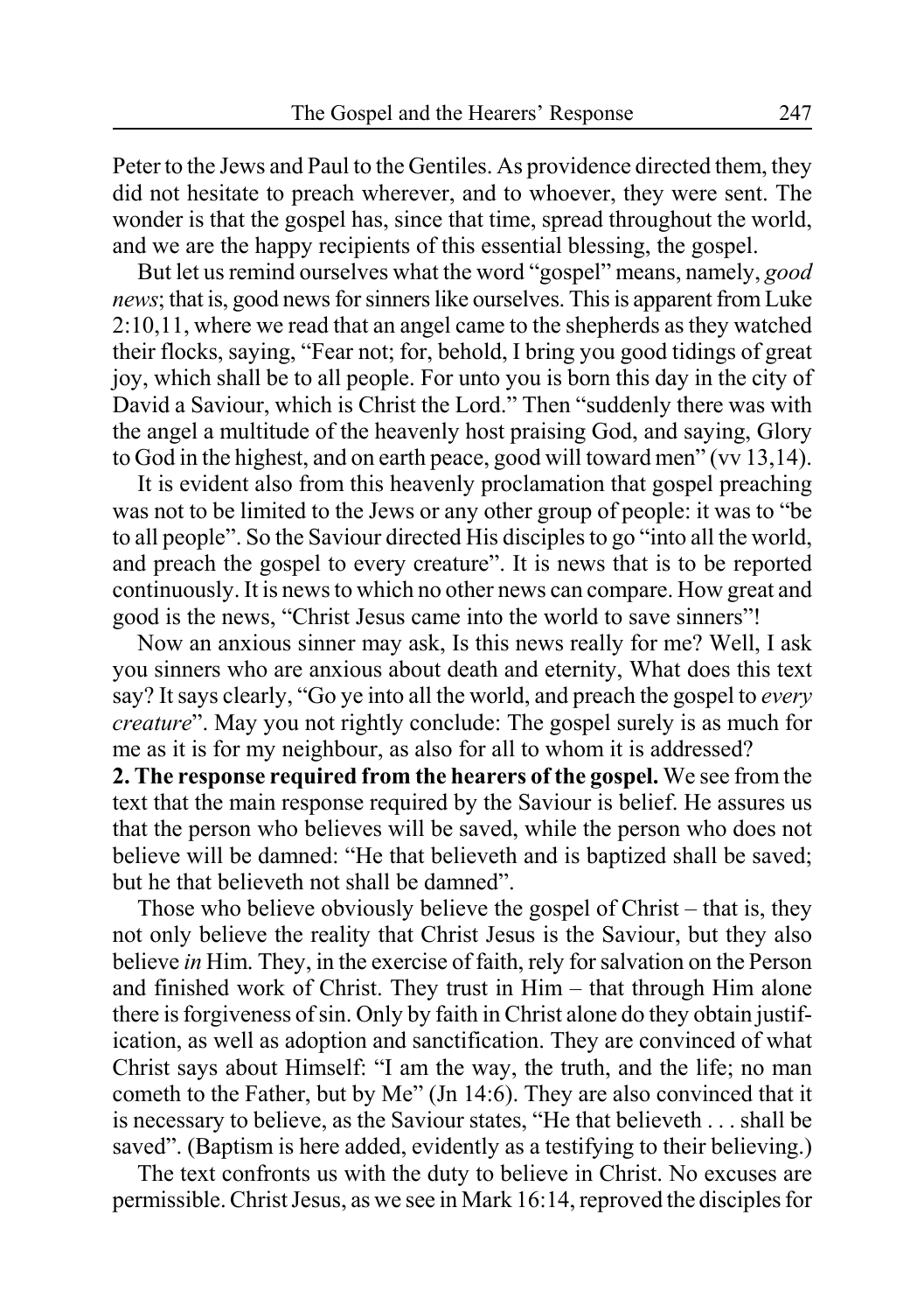Peter to the Jews and Paul to the Gentiles. As providence directed them, they did not hesitate to preach wherever, and to whoever, they were sent. The wonder is that the gospel has, since that time, spread throughout the world, and we are the happy recipients of this essential blessing, the gospel.

But let us remind ourselves what the word "gospel" means, namely, *good news*; that is, good news for sinners like ourselves. This is apparent from Luke 2:10,11, where we read that an angel came to the shepherds as they watched their flocks, saying, "Fear not; for, behold, I bring you good tidings of great joy, which shall be to all people. For unto you is born this day in the city of David a Saviour, which is Christ the Lord." Then "suddenly there was with the angel a multitude of the heavenly host praising God, and saying, Glory to God in the highest, and on earth peace, good will toward men" (vv 13,14).

It is evident also from this heavenly proclamation that gospel preaching was not to be limited to the Jews or any other group of people: it was to "be to all people". So the Saviour directed His disciples to go "into all the world, and preach the gospel to every creature". It is news that is to be reported continuously. It is news to which no other news can compare. How great and good is the news, "Christ Jesus came into the world to save sinners"!

Now an anxious sinner may ask, Is this news really for me? Well, I ask you sinners who are anxious about death and eternity, What does this text say? It says clearly, "Go ye into all the world, and preach the gospel to *every creature*". May you not rightly conclude: The gospel surely is as much for me as it is for my neighbour, as also for all to whom it is addressed?

**2. The response required from the hearers of the gospel.** We see from the text that the main response required by the Saviour is belief. He assures us that the person who believes will be saved, while the person who does not believe will be damned: "He that believeth and is baptized shall be saved; but he that believeth not shall be damned".

Those who believe obviously believe the gospel of Christ – that is, they not only believe the reality that Christ Jesus is the Saviour, but they also believe *in* Him. They, in the exercise of faith, rely for salvation on the Person and finished work of Christ. They trust in Him – that through Him alone there is forgiveness of sin. Only by faith in Christ alone do they obtain justification, as well as adoption and sanctification. They are convinced of what Christ says about Himself: "I am the way, the truth, and the life; no man cometh to the Father, but by Me" (Jn 14:6). They are also convinced that it is necessary to believe, as the Saviour states, "He that believeth . . . shall be saved". (Baptism is here added, evidently as a testifying to their believing.)

The text confronts us with the duty to believe in Christ. No excuses are permissible. Christ Jesus, as we see in Mark 16:14, reproved the disciples for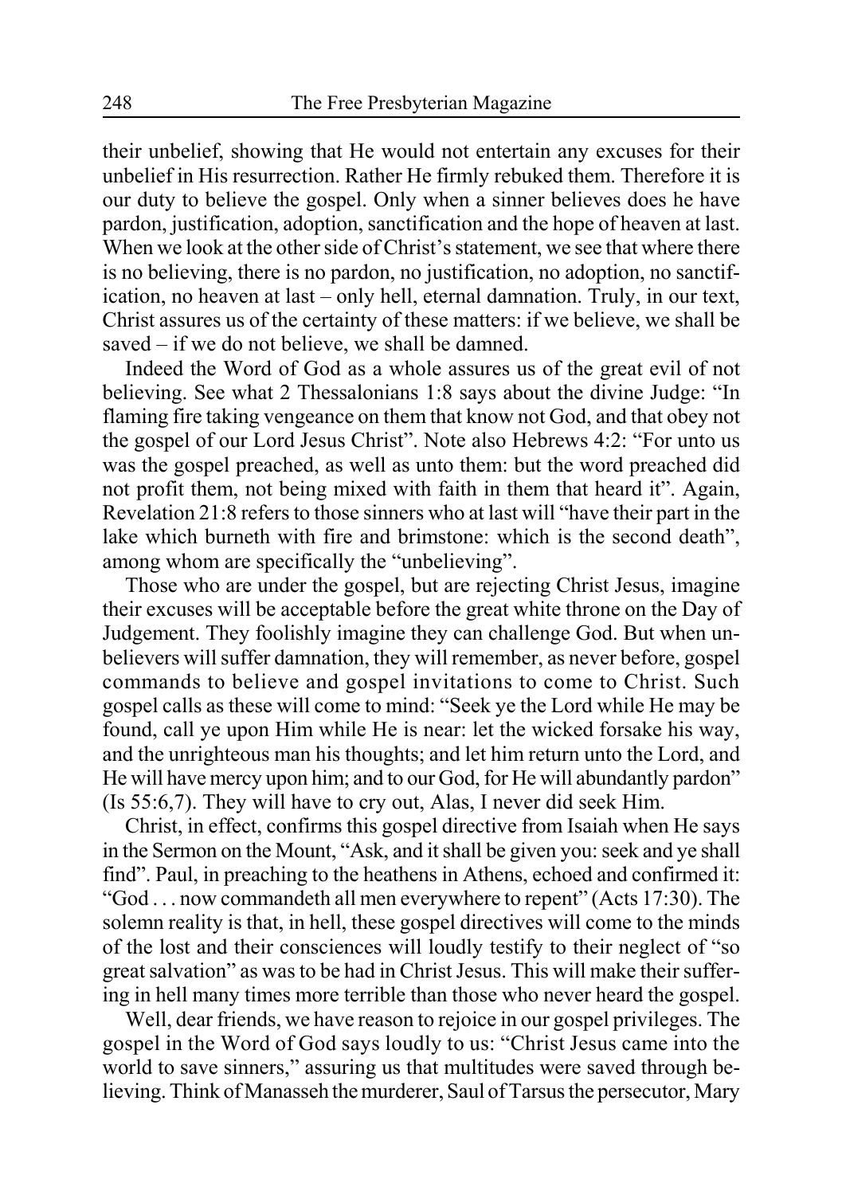their unbelief, showing that He would not entertain any excuses for their unbelief in His resurrection. Rather He firmly rebuked them. Therefore it is our duty to believe the gospel. Only when a sinner believes does he have pardon, justification, adoption, sanctification and the hope of heaven at last. When we look at the other side of Christ's statement, we see that where there is no believing, there is no pardon, no justification, no adoption, no sanctification, no heaven at last – only hell, eternal damnation. Truly, in our text, Christ assures us of the certainty of these matters: if we believe, we shall be saved – if we do not believe, we shall be damned.

Indeed the Word of God as a whole assures us of the great evil of not believing. See what 2 Thessalonians 1:8 says about the divine Judge: "In flaming fire taking vengeance on them that know not God, and that obey not the gospel of our Lord Jesus Christ". Note also Hebrews 4:2: "For unto us was the gospel preached, as well as unto them: but the word preached did not profit them, not being mixed with faith in them that heard it". Again, Revelation 21:8 refers to those sinners who at last will "have their part in the lake which burneth with fire and brimstone: which is the second death", among whom are specifically the "unbelieving".

Those who are under the gospel, but are rejecting Christ Jesus, imagine their excuses will be acceptable before the great white throne on the Day of Judgement. They foolishly imagine they can challenge God. But when unbelievers will suffer damnation, they will remember, as never before, gospel commands to believe and gospel invitations to come to Christ. Such gospel calls as these will come to mind: "Seek ye the Lord while He may be found, call ye upon Him while He is near: let the wicked forsake his way, and the unrighteous man his thoughts; and let him return unto the Lord, and He will have mercy upon him; and to our God, for He will abundantly pardon" (Is 55:6,7). They will have to cry out, Alas, I never did seek Him.

Christ, in effect, confirms this gospel directive from Isaiah when He says in the Sermon on the Mount, "Ask, and it shall be given you: seek and ye shall find". Paul, in preaching to the heathens in Athens, echoed and confirmed it: "God . . . now commandeth all men everywhere to repent" (Acts 17:30). The solemn reality is that, in hell, these gospel directives will come to the minds of the lost and their consciences will loudly testify to their neglect of "so great salvation" as was to be had in Christ Jesus. This will make their suffering in hell many times more terrible than those who never heard the gospel.

Well, dear friends, we have reason to rejoice in our gospel privileges. The gospel in the Word of God says loudly to us: "Christ Jesus came into the world to save sinners," assuring us that multitudes were saved through believing. Think of Manasseh the murderer, Saul of Tarsus the persecutor, Mary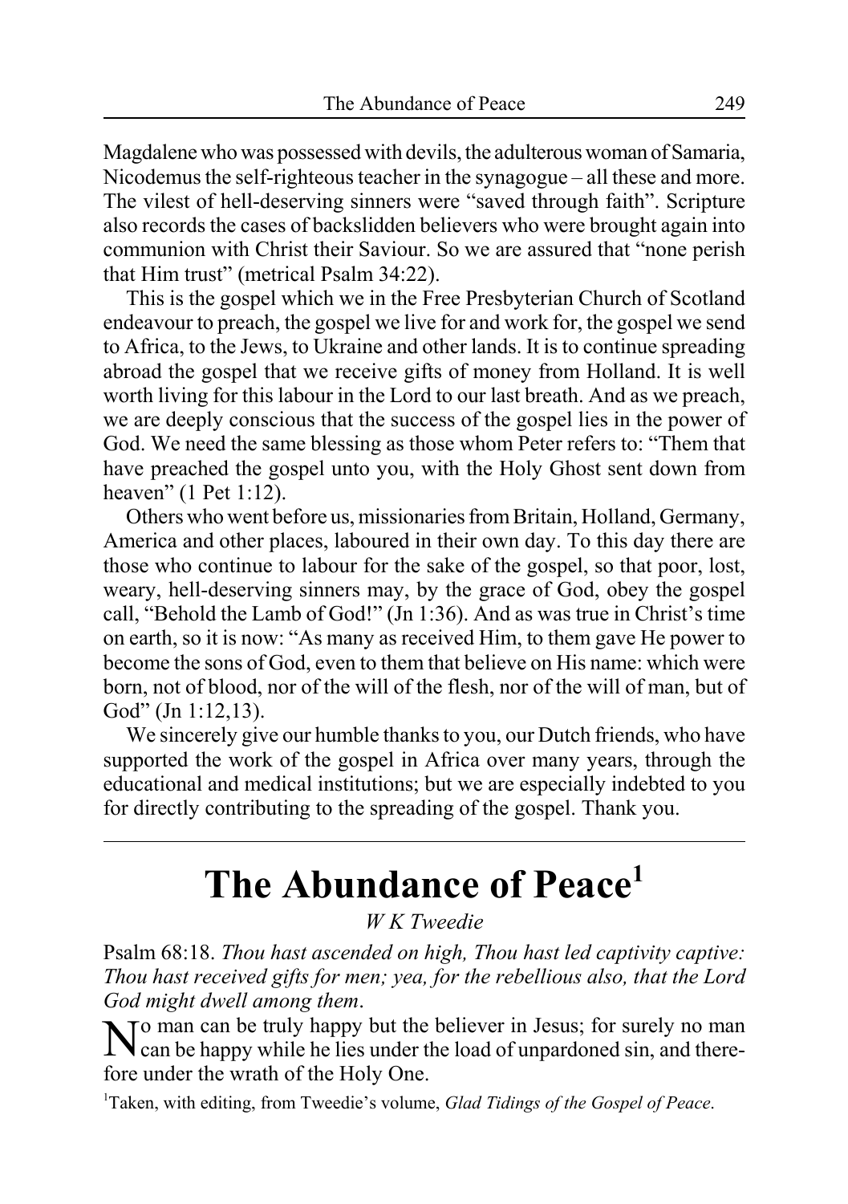Magdalene who was possessed with devils, the adulterous woman of Samaria, Nicodemus the self-righteous teacher in the synagogue – all these and more. The vilest of hell-deserving sinners were "saved through faith". Scripture also records the cases of backslidden believers who were brought again into communion with Christ their Saviour. So we are assured that "none perish that Him trust" (metrical Psalm 34:22).

This is the gospel which we in the Free Presbyterian Church of Scotland endeavour to preach, the gospel we live for and work for, the gospel we send to Africa, to the Jews, to Ukraine and other lands. It is to continue spreading abroad the gospel that we receive gifts of money from Holland. It is well worth living for this labour in the Lord to our last breath. And as we preach, we are deeply conscious that the success of the gospel lies in the power of God. We need the same blessing as those whom Peter refers to: "Them that have preached the gospel unto you, with the Holy Ghost sent down from heaven" (1 Pet 1:12).

Others who went before us, missionaries from Britain, Holland, Germany, America and other places, laboured in their own day. To this day there are those who continue to labour for the sake of the gospel, so that poor, lost, weary, hell-deserving sinners may, by the grace of God, obey the gospel call, "Behold the Lamb of God!" (Jn 1:36). And as was true in Christ's time on earth, so it is now: "As many as received Him, to them gave He power to become the sons of God, even to them that believe on His name: which were born, not of blood, nor of the will of the flesh, nor of the will of man, but of God" (Jn 1:12,13).

We sincerely give our humble thanks to you, our Dutch friends, who have supported the work of the gospel in Africa over many years, through the educational and medical institutions; but we are especially indebted to you for directly contributing to the spreading of the gospel. Thank you.

---

# The Abundance of Peace[1]

*W K Tweedie*

Psalm 68:18. *Thou hast ascended on high, Thou hast led captivity captive: Thou hast received gifts for men; yea, for the rebellious also, that the Lord God might dwell among them*.

No man can be truly happy but the believer in Jesus; for surely no man can be happy while he lies under the load of unpardoned sin, and therefore under the wrath of the Holy One.

[1]Taken, with editing, from Tweedie's volume, *Glad Tidings of the Gospel of Peace*.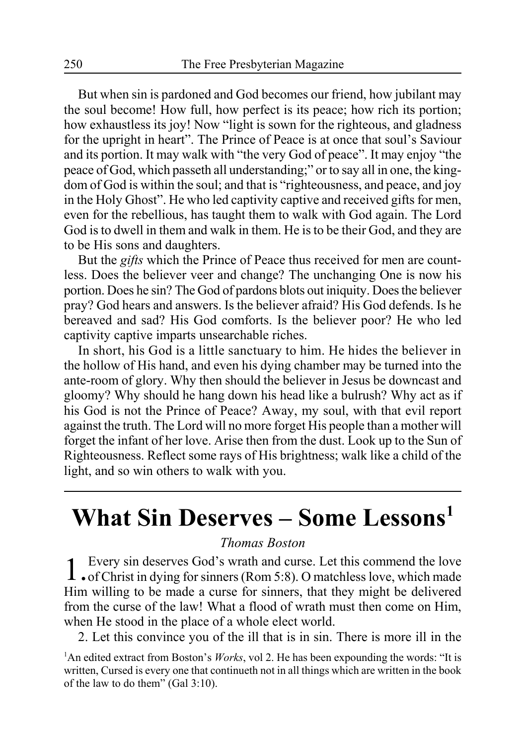But when sin is pardoned and God becomes our friend, how jubilant may the soul become! How full, how perfect is its peace; how rich its portion; how exhaustless its joy! Now "light is sown for the righteous, and gladness for the upright in heart". The Prince of Peace is at once that soul's Saviour and its portion. It may walk with "the very God of peace". It may enjoy "the peace of God, which passeth all understanding;" or to say all in one, the kingdom of God is within the soul; and that is "righteousness, and peace, and joy in the Holy Ghost". He who led captivity captive and received gifts for men, even for the rebellious, has taught them to walk with God again. The Lord God is to dwell in them and walk in them. He is to be their God, and they are to be His sons and daughters.

But the *gifts* which the Prince of Peace thus received for men are countless. Does the believer veer and change? The unchanging One is now his portion. Does he sin? The God of pardons blots out iniquity. Does the believer pray? God hears and answers. Is the believer afraid? His God defends. Is he bereaved and sad? His God comforts. Is the believer poor? He who led captivity captive imparts unsearchable riches.

In short, his God is a little sanctuary to him. He hides the believer in the hollow of His hand, and even his dying chamber may be turned into the ante-room of glory. Why then should the believer in Jesus be downcast and gloomy? Why should he hang down his head like a bulrush? Why act as if his God is not the Prince of Peace? Away, my soul, with that evil report against the truth. The Lord will no more forget His people than a mother will forget the infant of her love. Arise then from the dust. Look up to the Sun of Righteousness. Reflect some rays of His brightness; walk like a child of the light, and so win others to walk with you.

---

# What Sin Deserves – Some Lessons[1]

*Thomas Boston*

1. Every sin deserves God's wrath and curse. Let this commend the love of Christ in dying for sinners (Rom 5:8). O matchless love, which made Him willing to be made a curse for sinners, that they might be delivered from the curse of the law! What a flood of wrath must then come on Him, when He stood in the place of a whole elect world.

2. Let this convince you of the ill that is in sin. There is more ill in the

[1]An edited extract from Boston's *Works*, vol 2. He has been expounding the words: "It is written, Cursed is every one that continueth not in all things which are written in the book of the law to do them" (Gal 3:10).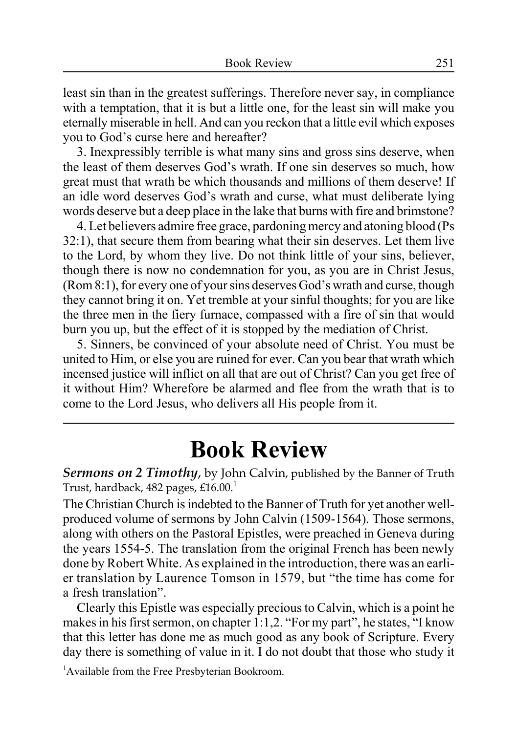least sin than in the greatest sufferings. Therefore never say, in compliance with a temptation, that it is but a little one, for the least sin will make you eternally miserable in hell. And can you reckon that a little evil which exposes you to God's curse here and hereafter?

3. Inexpressibly terrible is what many sins and gross sins deserve, when the least of them deserves God's wrath. If one sin deserves so much, how great must that wrath be which thousands and millions of them deserve! If an idle word deserves God's wrath and curse, what must deliberate lying words deserve but a deep place in the lake that burns with fire and brimstone?

4. Let believers admire free grace, pardoning mercy and atoning blood (Ps 32:1), that secure them from bearing what their sin deserves. Let them live to the Lord, by whom they live. Do not think little of your sins, believer, though there is now no condemnation for you, as you are in Christ Jesus, (Rom 8:1), for every one of your sins deserves God's wrath and curse, though they cannot bring it on. Yet tremble at your sinful thoughts; for you are like the three men in the fiery furnace, compassed with a fire of sin that would burn you up, but the effect of it is stopped by the mediation of Christ.

5. Sinners, be convinced of your absolute need of Christ. You must be united to Him, or else you are ruined for ever. Can you bear that wrath which incensed justice will inflict on all that are out of Christ? Can you get free of it without Him? Wherefore be alarmed and flee from the wrath that is to come to the Lord Jesus, who delivers all His people from it.

---

# Book Review

***Sermons on 2 Timothy***, by John Calvin, published by the Banner of Truth Trust, hardback, 482 pages, £16.00.[1]

The Christian Church is indebted to the Banner of Truth for yet another well-produced volume of sermons by John Calvin (1509-1564). Those sermons, along with others on the Pastoral Epistles, were preached in Geneva during the years 1554-5. The translation from the original French has been newly done by Robert White. As explained in the introduction, there was an earlier translation by Laurence Tomson in 1579, but "the time has come for a fresh translation".

Clearly this Epistle was especially precious to Calvin, which is a point he makes in his first sermon, on chapter 1:1,2. "For my part", he states, "I know that this letter has done me as much good as any book of Scripture. Every day there is something of value in it. I do not doubt that those who study it

[1]Available from the Free Presbyterian Bookroom.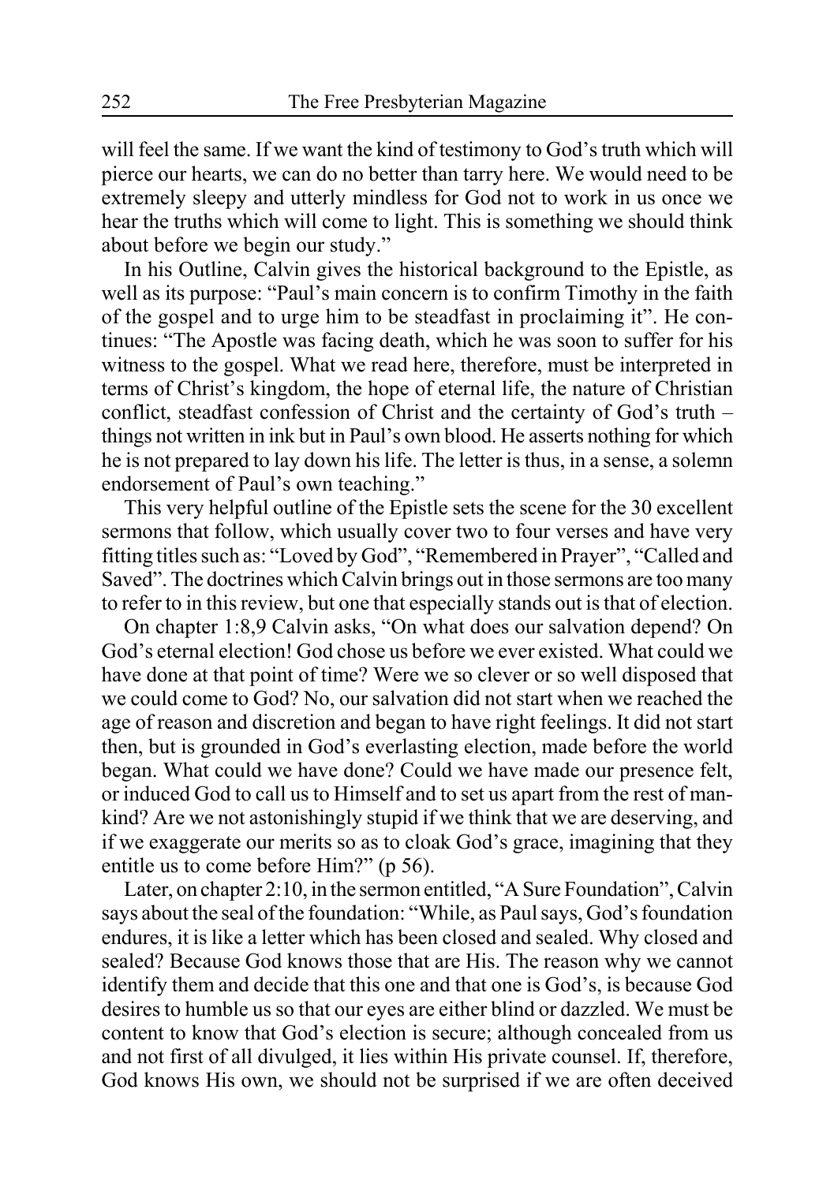will feel the same. If we want the kind of testimony to God's truth which will pierce our hearts, we can do no better than tarry here. We would need to be extremely sleepy and utterly mindless for God not to work in us once we hear the truths which will come to light. This is something we should think about before we begin our study."

In his Outline, Calvin gives the historical background to the Epistle, as well as its purpose: "Paul's main concern is to confirm Timothy in the faith of the gospel and to urge him to be steadfast in proclaiming it". He continues: "The Apostle was facing death, which he was soon to suffer for his witness to the gospel. What we read here, therefore, must be interpreted in terms of Christ's kingdom, the hope of eternal life, the nature of Christian conflict, steadfast confession of Christ and the certainty of God's truth – things not written in ink but in Paul's own blood. He asserts nothing for which he is not prepared to lay down his life. The letter is thus, in a sense, a solemn endorsement of Paul's own teaching."

This very helpful outline of the Epistle sets the scene for the 30 excellent sermons that follow, which usually cover two to four verses and have very fitting titles such as: "Loved by God", "Remembered in Prayer", "Called and Saved". The doctrines which Calvin brings out in those sermons are too many to refer to in this review, but one that especially stands out is that of election.

On chapter 1:8,9 Calvin asks, "On what does our salvation depend? On God's eternal election! God chose us before we ever existed. What could we have done at that point of time? Were we so clever or so well disposed that we could come to God? No, our salvation did not start when we reached the age of reason and discretion and began to have right feelings. It did not start then, but is grounded in God's everlasting election, made before the world began. What could we have done? Could we have made our presence felt, or induced God to call us to Himself and to set us apart from the rest of mankind? Are we not astonishingly stupid if we think that we are deserving, and if we exaggerate our merits so as to cloak God's grace, imagining that they entitle us to come before Him?" (p 56).

Later, on chapter 2:10, in the sermon entitled, "A Sure Foundation", Calvin says about the seal of the foundation: "While, as Paul says, God's foundation endures, it is like a letter which has been closed and sealed. Why closed and sealed? Because God knows those that are His. The reason why we cannot identify them and decide that this one and that one is God's, is because God desires to humble us so that our eyes are either blind or dazzled. We must be content to know that God's election is secure; although concealed from us and not first of all divulged, it lies within His private counsel. If, therefore, God knows His own, we should not be surprised if we are often deceived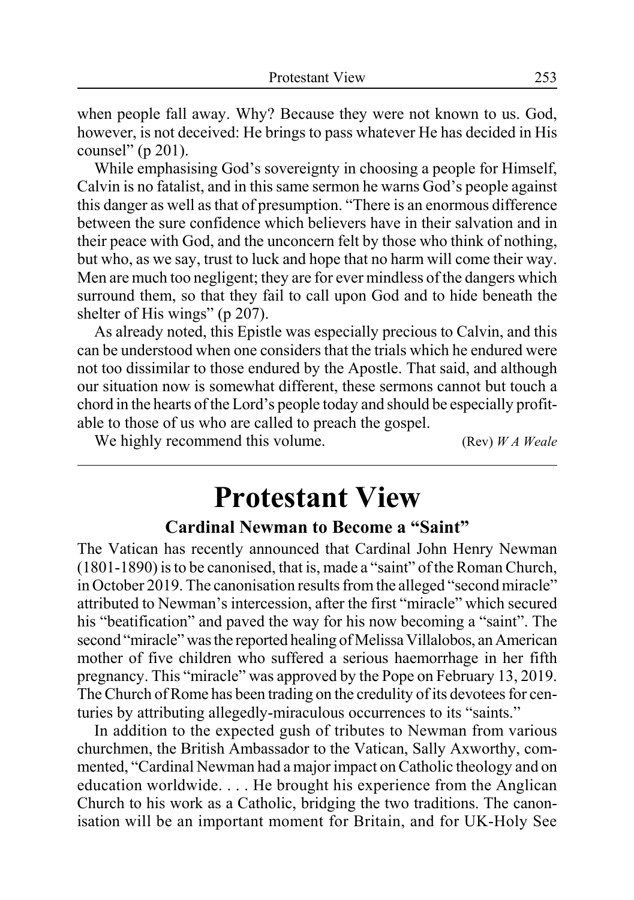when people fall away. Why? Because they were not known to us. God, however, is not deceived: He brings to pass whatever He has decided in His counsel" (p 201).

While emphasising God's sovereignty in choosing a people for Himself, Calvin is no fatalist, and in this same sermon he warns God's people against this danger as well as that of presumption. "There is an enormous difference between the sure confidence which believers have in their salvation and in their peace with God, and the unconcern felt by those who think of nothing, but who, as we say, trust to luck and hope that no harm will come their way. Men are much too negligent; they are for ever mindless of the dangers which surround them, so that they fail to call upon God and to hide beneath the shelter of His wings" (p 207).

As already noted, this Epistle was especially precious to Calvin, and this can be understood when one considers that the trials which he endured were not too dissimilar to those endured by the Apostle. That said, and although our situation now is somewhat different, these sermons cannot but touch a chord in the hearts of the Lord's people today and should be especially profitable to those of us who are called to preach the gospel.

We highly recommend this volume. (Rev) *W A Weale*

---

# Protestant View

### Cardinal Newman to Become a "Saint"

The Vatican has recently announced that Cardinal John Henry Newman (1801-1890) is to be canonised, that is, made a "saint" of the Roman Church, in October 2019. The canonisation results from the alleged "second miracle" attributed to Newman's intercession, after the first "miracle" which secured his "beatification" and paved the way for his now becoming a "saint". The second "miracle" was the reported healing of Melissa Villalobos, an American mother of five children who suffered a serious haemorrhage in her fifth pregnancy. This "miracle" was approved by the Pope on February 13, 2019. The Church of Rome has been trading on the credulity of its devotees for centuries by attributing allegedly-miraculous occurrences to its "saints."

In addition to the expected gush of tributes to Newman from various churchmen, the British Ambassador to the Vatican, Sally Axworthy, commented, "Cardinal Newman had a major impact on Catholic theology and on education worldwide. . . . He brought his experience from the Anglican Church to his work as a Catholic, bridging the two traditions. The canonisation will be an important moment for Britain, and for UK-Holy See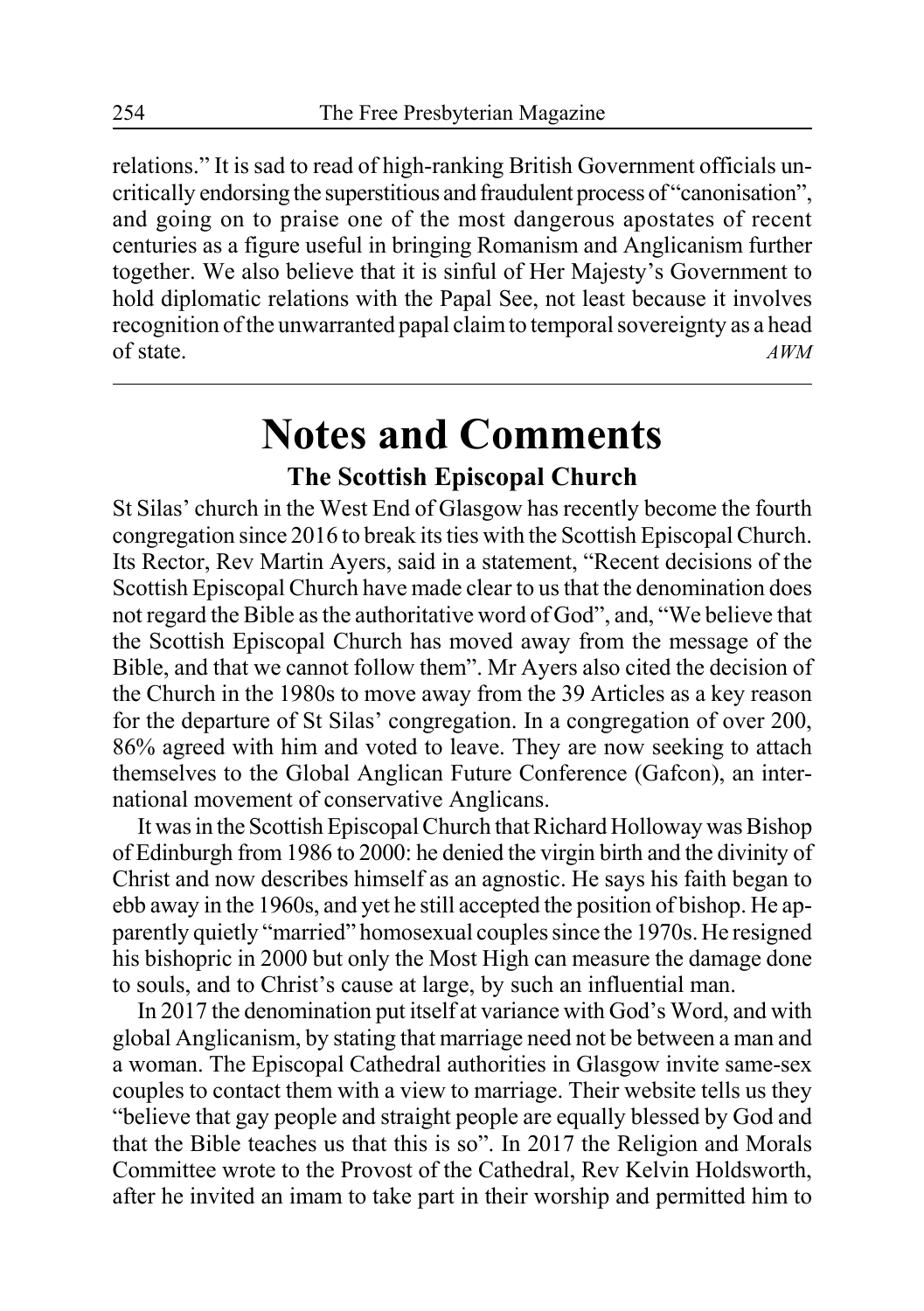relations." It is sad to read of high-ranking British Government officials uncritically endorsing the superstitious and fraudulent process of "canonisation", and going on to praise one of the most dangerous apostates of recent centuries as a figure useful in bringing Romanism and Anglicanism further together. We also believe that it is sinful of Her Majesty's Government to hold diplomatic relations with the Papal See, not least because it involves recognition of the unwarranted papal claim to temporal sovereignty as a head of state. *AWM*

---

# Notes and Comments

### The Scottish Episcopal Church

St Silas' church in the West End of Glasgow has recently become the fourth congregation since 2016 to break its ties with the Scottish Episcopal Church. Its Rector, Rev Martin Ayers, said in a statement, "Recent decisions of the Scottish Episcopal Church have made clear to us that the denomination does not regard the Bible as the authoritative word of God", and, "We believe that the Scottish Episcopal Church has moved away from the message of the Bible, and that we cannot follow them". Mr Ayers also cited the decision of the Church in the 1980s to move away from the 39 Articles as a key reason for the departure of St Silas' congregation. In a congregation of over 200, 86% agreed with him and voted to leave. They are now seeking to attach themselves to the Global Anglican Future Conference (Gafcon), an international movement of conservative Anglicans.

It was in the Scottish Episcopal Church that Richard Holloway was Bishop of Edinburgh from 1986 to 2000: he denied the virgin birth and the divinity of Christ and now describes himself as an agnostic. He says his faith began to ebb away in the 1960s, and yet he still accepted the position of bishop. He apparently quietly "married" homosexual couples since the 1970s. He resigned his bishopric in 2000 but only the Most High can measure the damage done to souls, and to Christ's cause at large, by such an influential man.

In 2017 the denomination put itself at variance with God's Word, and with global Anglicanism, by stating that marriage need not be between a man and a woman. The Episcopal Cathedral authorities in Glasgow invite same-sex couples to contact them with a view to marriage. Their website tells us they "believe that gay people and straight people are equally blessed by God and that the Bible teaches us that this is so". In 2017 the Religion and Morals Committee wrote to the Provost of the Cathedral, Rev Kelvin Holdsworth, after he invited an imam to take part in their worship and permitted him to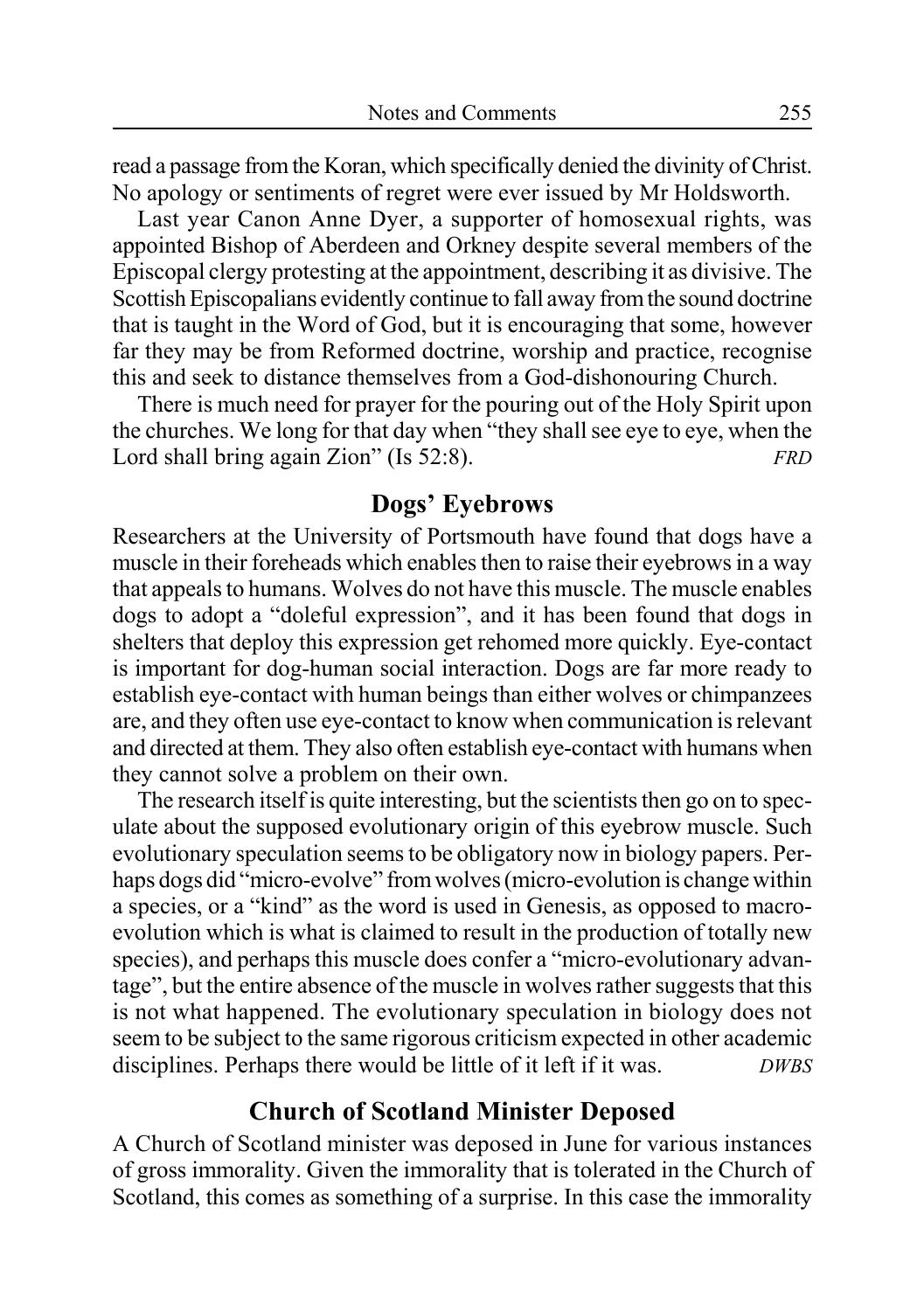read a passage from the Koran, which specifically denied the divinity of Christ. No apology or sentiments of regret were ever issued by Mr Holdsworth.

Last year Canon Anne Dyer, a supporter of homosexual rights, was appointed Bishop of Aberdeen and Orkney despite several members of the Episcopal clergy protesting at the appointment, describing it as divisive. The Scottish Episcopalians evidently continue to fall away from the sound doctrine that is taught in the Word of God, but it is encouraging that some, however far they may be from Reformed doctrine, worship and practice, recognise this and seek to distance themselves from a God-dishonouring Church.

There is much need for prayer for the pouring out of the Holy Spirit upon the churches. We long for that day when "they shall see eye to eye, when the Lord shall bring again Zion" (Is 52:8). *FRD*

## Dogs' Eyebrows

Researchers at the University of Portsmouth have found that dogs have a muscle in their foreheads which enables then to raise their eyebrows in a way that appeals to humans. Wolves do not have this muscle. The muscle enables dogs to adopt a "doleful expression", and it has been found that dogs in shelters that deploy this expression get rehomed more quickly. Eye-contact is important for dog-human social interaction. Dogs are far more ready to establish eye-contact with human beings than either wolves or chimpanzees are, and they often use eye-contact to know when communication is relevant and directed at them. They also often establish eye-contact with humans when they cannot solve a problem on their own.

The research itself is quite interesting, but the scientists then go on to speculate about the supposed evolutionary origin of this eyebrow muscle. Such evolutionary speculation seems to be obligatory now in biology papers. Perhaps dogs did "micro-evolve" from wolves (micro-evolution is change within a species, or a "kind" as the word is used in Genesis, as opposed to macro-evolution which is what is claimed to result in the production of totally new species), and perhaps this muscle does confer a "micro-evolutionary advantage", but the entire absence of the muscle in wolves rather suggests that this is not what happened. The evolutionary speculation in biology does not seem to be subject to the same rigorous criticism expected in other academic disciplines. Perhaps there would be little of it left if it was. *DWBS*

## Church of Scotland Minister Deposed

A Church of Scotland minister was deposed in June for various instances of gross immorality. Given the immorality that is tolerated in the Church of Scotland, this comes as something of a surprise. In this case the immorality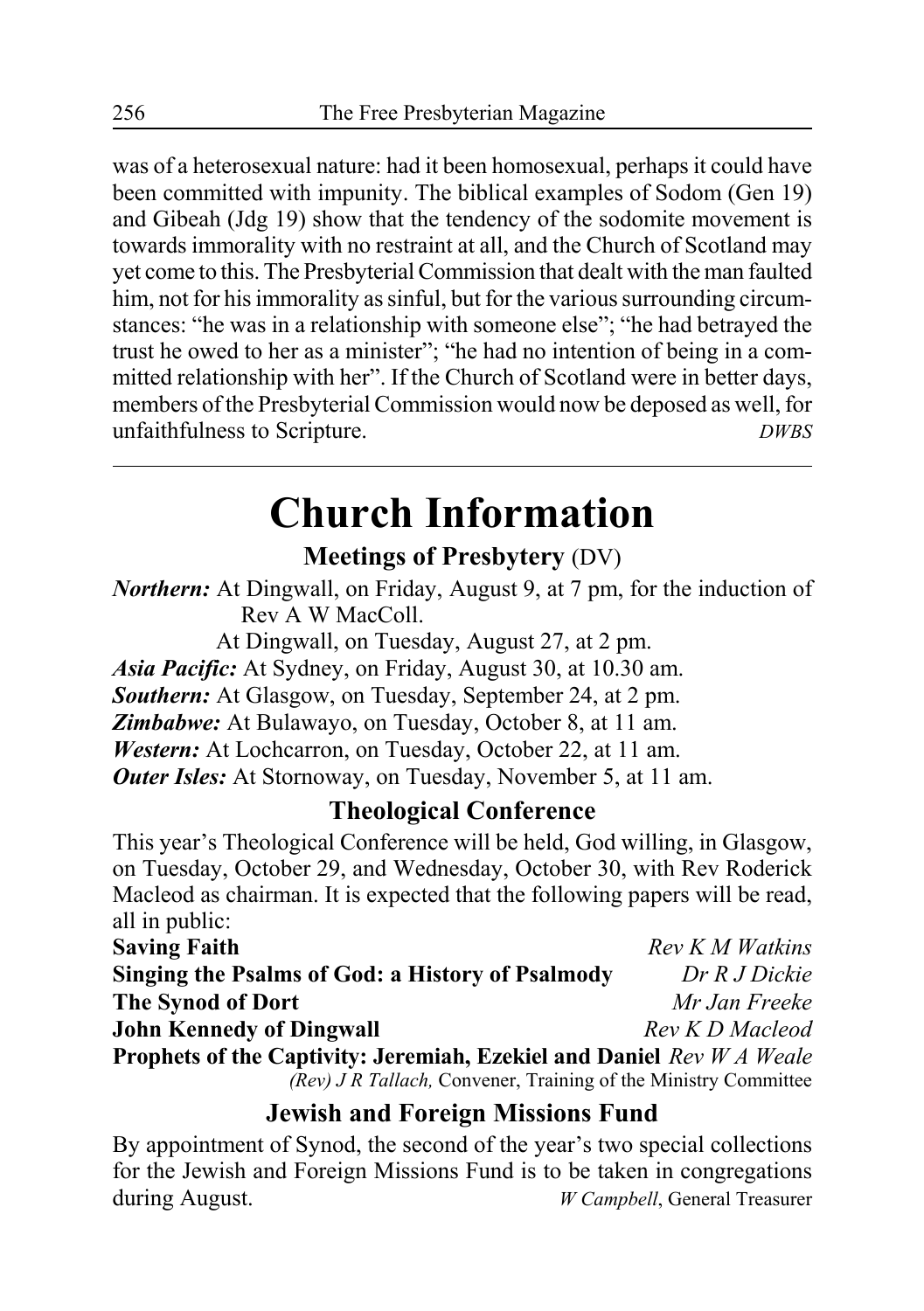was of a heterosexual nature: had it been homosexual, perhaps it could have been committed with impunity. The biblical examples of Sodom (Gen 19) and Gibeah (Jdg 19) show that the tendency of the sodomite movement is towards immorality with no restraint at all, and the Church of Scotland may yet come to this. The Presbyterial Commission that dealt with the man faulted him, not for his immorality as sinful, but for the various surrounding circumstances: "he was in a relationship with someone else"; "he had betrayed the trust he owed to her as a minister"; "he had no intention of being in a committed relationship with her". If the Church of Scotland were in better days, members of the Presbyterial Commission would now be deposed as well, for unfaithfulness to Scripture. *DWBS*

---

# Church Information

## Meetings of Presbytery (DV)

***Northern:*** At Dingwall, on Friday, August 9, at 7 pm, for the induction of Rev A W MacColl.

At Dingwall, on Tuesday, August 27, at 2 pm.

***Asia Pacific:*** At Sydney, on Friday, August 30, at 10.30 am.

***Southern:*** At Glasgow, on Tuesday, September 24, at 2 pm.

***Zimbabwe:*** At Bulawayo, on Tuesday, October 8, at 11 am.

***Western:*** At Lochcarron, on Tuesday, October 22, at 11 am.

***Outer Isles:*** At Stornoway, on Tuesday, November 5, at 11 am.

## Theological Conference

This year's Theological Conference will be held, God willing, in Glasgow, on Tuesday, October 29, and Wednesday, October 30, with Rev Roderick Macleod as chairman. It is expected that the following papers will be read, all in public:

**Saving Faith** *Rev K M Watkins*

**Singing the Psalms of God: a History of Psalmody** *Dr R J Dickie*

**The Synod of Dort** *Mr Jan Freeke*

**John Kennedy of Dingwall** *Rev K D Macleod*

**Prophets of the Captivity: Jeremiah, Ezekiel and Daniel** *Rev W A Weale*

*(Rev) J R Tallach,* Convener, Training of the Ministry Committee

## Jewish and Foreign Missions Fund

By appointment of Synod, the second of the year's two special collections for the Jewish and Foreign Missions Fund is to be taken in congregations during August. *W Campbell*, General Treasurer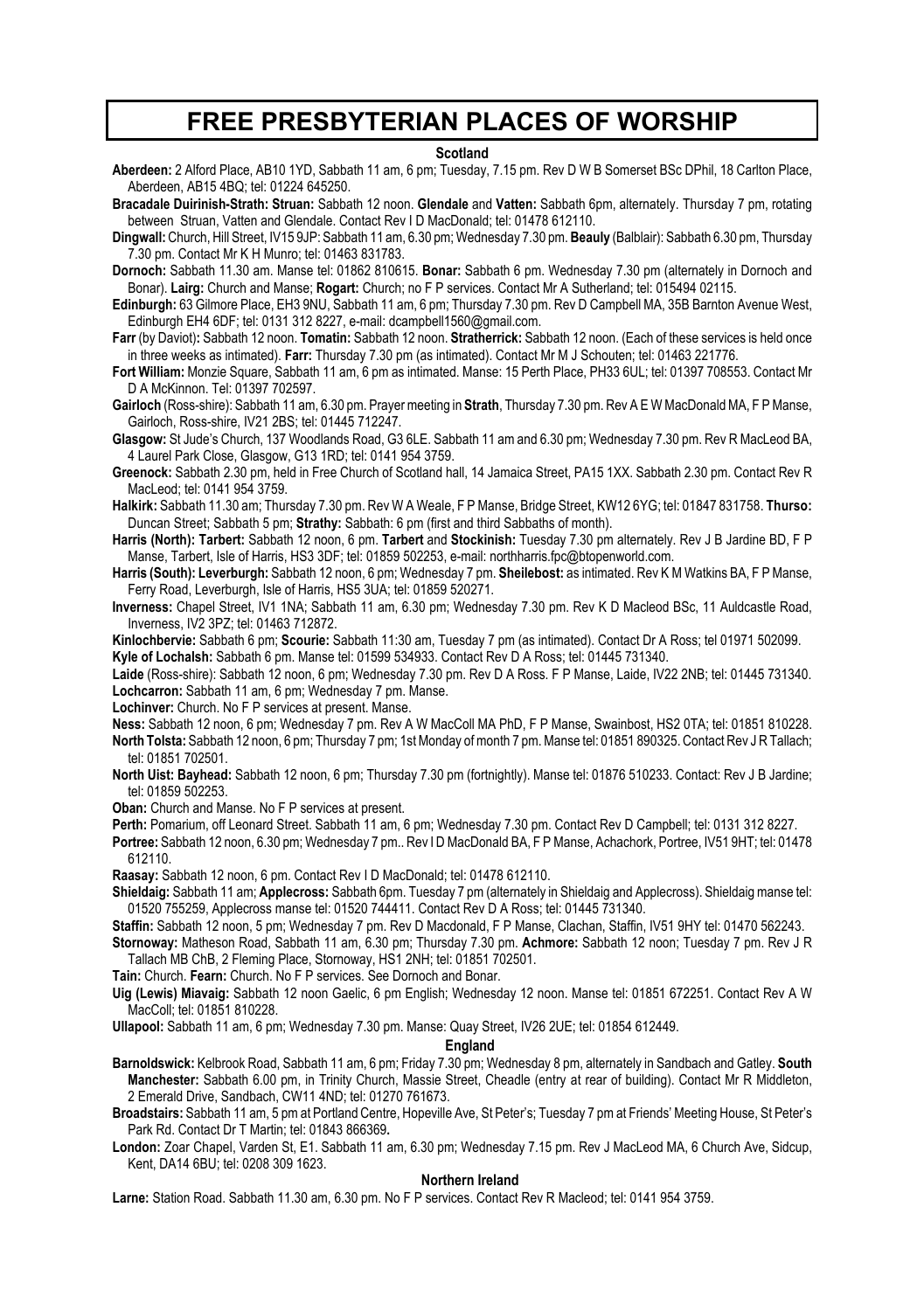# FREE PRESBYTERIAN PLACES OF WORSHIP

## Scotland

**Aberdeen:** 2 Alford Place, AB10 1YD, Sabbath 11 am, 6 pm; Tuesday, 7.15 pm. Rev D W B Somerset BSc DPhil, 18 Carlton Place, Aberdeen, AB15 4BQ; tel: 01224 645250.

**Bracadale Duirinish-Strath: Struan:** Sabbath 12 noon. **Glendale** and **Vatten:** Sabbath 6pm, alternately. Thursday 7 pm, rotating between Struan, Vatten and Glendale. Contact Rev I D MacDonald; tel: 01478 612110.

**Dingwall:** Church, Hill Street, IV15 9JP: Sabbath 11 am, 6.30 pm; Wednesday 7.30 pm. **Beauly** (Balblair): Sabbath 6.30 pm, Thursday 7.30 pm. Contact Mr K H Munro; tel: 01463 831783.

**Dornoch:** Sabbath 11.30 am. Manse tel: 01862 810615. **Bonar:** Sabbath 6 pm. Wednesday 7.30 pm (alternately in Dornoch and Bonar). **Lairg:** Church and Manse; **Rogart:** Church; no F P services. Contact Mr A Sutherland; tel: 015494 02115.

**Edinburgh:** 63 Gilmore Place, EH3 9NU, Sabbath 11 am, 6 pm; Thursday 7.30 pm. Rev D Campbell MA, 35B Barnton Avenue West, Edinburgh EH4 6DF; tel: 0131 312 8227, e-mail: dcampbell1560@gmail.com.

**Farr** (by Daviot)**:** Sabbath 12 noon. **Tomatin:** Sabbath 12 noon. **Stratherrick:** Sabbath 12 noon. (Each of these services is held once in three weeks as intimated). **Farr:** Thursday 7.30 pm (as intimated). Contact Mr M J Schouten; tel: 01463 221776.

**Fort William:** Monzie Square, Sabbath 11 am, 6 pm as intimated. Manse: 15 Perth Place, PH33 6UL; tel: 01397 708553. Contact Mr D A McKinnon. Tel: 01397 702597.

**Gairloch** (Ross-shire): Sabbath 11 am, 6.30 pm. Prayer meeting in **Strath**, Thursday 7.30 pm. Rev A E W MacDonald MA, F P Manse, Gairloch, Ross-shire, IV21 2BS; tel: 01445 712247.

**Glasgow:** St Jude's Church, 137 Woodlands Road, G3 6LE. Sabbath 11 am and 6.30 pm; Wednesday 7.30 pm. Rev R MacLeod BA, 4 Laurel Park Close, Glasgow, G13 1RD; tel: 0141 954 3759.

**Greenock:** Sabbath 2.30 pm, held in Free Church of Scotland hall, 14 Jamaica Street, PA15 1XX. Sabbath 2.30 pm. Contact Rev R MacLeod; tel: 0141 954 3759.

**Halkirk:** Sabbath 11.30 am; Thursday 7.30 pm. Rev W A Weale, F P Manse, Bridge Street, KW12 6YG; tel: 01847 831758. **Thurso:** Duncan Street; Sabbath 5 pm; **Strathy:** Sabbath: 6 pm (first and third Sabbaths of month).

**Harris (North): Tarbert:** Sabbath 12 noon, 6 pm. **Tarbert** and **Stockinish:** Tuesday 7.30 pm alternately. Rev J B Jardine BD, F P Manse, Tarbert, Isle of Harris, HS3 3DF; tel: 01859 502253, e-mail: northharris.fpc@btopenworld.com.

**Harris (South): Leverburgh:** Sabbath 12 noon, 6 pm; Wednesday 7 pm. **Sheilebost:** as intimated. Rev K M Watkins BA, F P Manse, Ferry Road, Leverburgh, Isle of Harris, HS5 3UA; tel: 01859 520271.

**Inverness:** Chapel Street, IV1 1NA; Sabbath 11 am, 6.30 pm; Wednesday 7.30 pm. Rev K D Macleod BSc, 11 Auldcastle Road, Inverness, IV2 3PZ; tel: 01463 712872.

**Kinlochbervie:** Sabbath 6 pm; **Scourie:** Sabbath 11:30 am, Tuesday 7 pm (as intimated). Contact Dr A Ross; tel 01971 502099.

**Kyle of Lochalsh:** Sabbath 6 pm. Manse tel: 01599 534933. Contact Rev D A Ross; tel: 01445 731340.

**Laide** (Ross-shire): Sabbath 12 noon, 6 pm; Wednesday 7.30 pm. Rev D A Ross. F P Manse, Laide, IV22 2NB; tel: 01445 731340.

**Lochcarron:** Sabbath 11 am, 6 pm; Wednesday 7 pm. Manse.

**Lochinver:** Church. No F P services at present. Manse.

**Ness:** Sabbath 12 noon, 6 pm; Wednesday 7 pm. Rev A W MacColl MA PhD, F P Manse, Swainbost, HS2 0TA; tel: 01851 810228.

**North Tolsta:** Sabbath 12 noon, 6 pm; Thursday 7 pm; 1st Monday of month 7 pm. Manse tel: 01851 890325. Contact Rev J R Tallach; tel: 01851 702501.

**North Uist: Bayhead:** Sabbath 12 noon, 6 pm; Thursday 7.30 pm (fortnightly). Manse tel: 01876 510233. Contact: Rev J B Jardine; tel: 01859 502253.

**Oban:** Church and Manse. No F P services at present.

**Perth:** Pomarium, off Leonard Street. Sabbath 11 am, 6 pm; Wednesday 7.30 pm. Contact Rev D Campbell; tel: 0131 312 8227.

**Portree:** Sabbath 12 noon, 6.30 pm; Wednesday 7 pm.. Rev I D MacDonald BA, F P Manse, Achachork, Portree, IV51 9HT; tel: 01478 612110.

**Raasay:** Sabbath 12 noon, 6 pm. Contact Rev I D MacDonald; tel: 01478 612110.

**Shieldaig:** Sabbath 11 am; **Applecross:** Sabbath 6pm. Tuesday 7 pm (alternately in Shieldaig and Applecross). Shieldaig manse tel: 01520 755259, Applecross manse tel: 01520 744411. Contact Rev D A Ross; tel: 01445 731340.

**Staffin:** Sabbath 12 noon, 5 pm; Wednesday 7 pm. Rev D Macdonald, F P Manse, Clachan, Staffin, IV51 9HY tel: 01470 562243.

**Stornoway:** Matheson Road, Sabbath 11 am, 6.30 pm; Thursday 7.30 pm. **Achmore:** Sabbath 12 noon; Tuesday 7 pm. Rev J R Tallach MB ChB, 2 Fleming Place, Stornoway, HS1 2NH; tel: 01851 702501.

**Tain:** Church. **Fearn:** Church. No F P services. See Dornoch and Bonar.

**Uig (Lewis) Miavaig:** Sabbath 12 noon Gaelic, 6 pm English; Wednesday 12 noon. Manse tel: 01851 672251. Contact Rev A W MacColl; tel: 01851 810228.

**Ullapool:** Sabbath 11 am, 6 pm; Wednesday 7.30 pm. Manse: Quay Street, IV26 2UE; tel: 01854 612449.

## England

**Barnoldswick:** Kelbrook Road, Sabbath 11 am, 6 pm; Friday 7.30 pm; Wednesday 8 pm, alternately in Sandbach and Gatley. **South Manchester:** Sabbath 6.00 pm, in Trinity Church, Massie Street, Cheadle (entry at rear of building). Contact Mr R Middleton, 2 Emerald Drive, Sandbach, CW11 4ND; tel: 01270 761673.

**Broadstairs:** Sabbath 11 am, 5 pm at Portland Centre, Hopeville Ave, St Peter's; Tuesday 7 pm at Friends' Meeting House, St Peter's Park Rd. Contact Dr T Martin; tel: 01843 866369**.**

**London:** Zoar Chapel, Varden St, E1. Sabbath 11 am, 6.30 pm; Wednesday 7.15 pm. Rev J MacLeod MA, 6 Church Ave, Sidcup, Kent, DA14 6BU; tel: 0208 309 1623.

## Northern Ireland

**Larne:** Station Road. Sabbath 11.30 am, 6.30 pm. No F P services. Contact Rev R Macleod; tel: 0141 954 3759.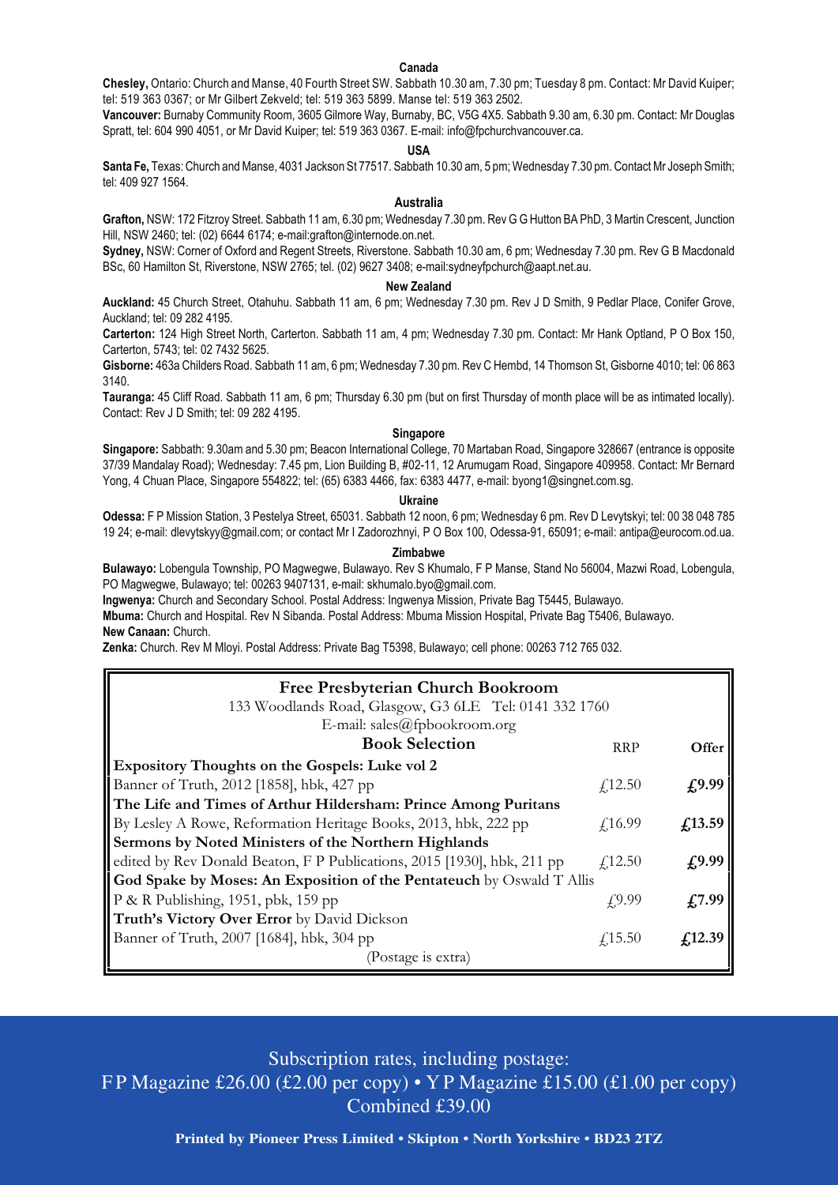### Canada

**Chesley,** Ontario: Church and Manse, 40 Fourth Street SW. Sabbath 10.30 am, 7.30 pm; Tuesday 8 pm. Contact: Mr David Kuiper; tel: 519 363 0367; or Mr Gilbert Zekveld; tel: 519 363 5899. Manse tel: 519 363 2502.

**Vancouver:** Burnaby Community Room, 3605 Gilmore Way, Burnaby, BC, V5G 4X5. Sabbath 9.30 am, 6.30 pm. Contact: Mr Douglas Spratt, tel: 604 990 4051, or Mr David Kuiper; tel: 519 363 0367. E-mail: info@fpchurchvancouver.ca.

### USA

**Santa Fe,** Texas: Church and Manse, 4031 Jackson St 77517. Sabbath 10.30 am, 5 pm; Wednesday 7.30 pm. Contact Mr Joseph Smith; tel: 409 927 1564.

### Australia

**Grafton,** NSW: 172 Fitzroy Street. Sabbath 11 am, 6.30 pm; Wednesday 7.30 pm. Rev G G Hutton BA PhD, 3 Martin Crescent, Junction Hill, NSW 2460; tel: (02) 6644 6174; e-mail:grafton@internode.on.net.

**Sydney,** NSW: Corner of Oxford and Regent Streets, Riverstone. Sabbath 10.30 am, 6 pm; Wednesday 7.30 pm. Rev G B Macdonald BSc, 60 Hamilton St, Riverstone, NSW 2765; tel. (02) 9627 3408; e-mail:sydneyfpchurch@aapt.net.au.

### New Zealand

**Auckland:** 45 Church Street, Otahuhu. Sabbath 11 am, 6 pm; Wednesday 7.30 pm. Rev J D Smith, 9 Pedlar Place, Conifer Grove, Auckland; tel: 09 282 4195.

**Carterton:** 124 High Street North, Carterton. Sabbath 11 am, 4 pm; Wednesday 7.30 pm. Contact: Mr Hank Optland, P O Box 150, Carterton, 5743; tel: 02 7432 5625.

**Gisborne:** 463a Childers Road. Sabbath 11 am, 6 pm; Wednesday 7.30 pm. Rev C Hembd, 14 Thomson St, Gisborne 4010; tel: 06 863 3140.

**Tauranga:** 45 Cliff Road. Sabbath 11 am, 6 pm; Thursday 6.30 pm (but on first Thursday of month place will be as intimated locally). Contact: Rev J D Smith; tel: 09 282 4195.

### Singapore

**Singapore:** Sabbath: 9.30am and 5.30 pm; Beacon International College, 70 Martaban Road, Singapore 328667 (entrance is opposite 37/39 Mandalay Road); Wednesday: 7.45 pm, Lion Building B, #02-11, 12 Arumugam Road, Singapore 409958. Contact: Mr Bernard Yong, 4 Chuan Place, Singapore 554822; tel: (65) 6383 4466, fax: 6383 4477, e-mail: byong1@singnet.com.sg.

### Ukraine

**Odessa:** F P Mission Station, 3 Pestelya Street, 65031. Sabbath 12 noon, 6 pm; Wednesday 6 pm. Rev D Levytskyi; tel: 00 38 048 785 19 24; e-mail: dlevytskyy@gmail.com; or contact Mr I Zadorozhnyi, P O Box 100, Odessa-91, 65091; e-mail: antipa@eurocom.od.ua.

### Zimbabwe

**Bulawayo:** Lobengula Township, PO Magwegwe, Bulawayo. Rev S Khumalo, F P Manse, Stand No 56004, Mazwi Road, Lobengula, PO Magwegwe, Bulawayo; tel: 00263 9407131, e-mail: skhumalo.byo@gmail.com.

**Ingwenya:** Church and Secondary School. Postal Address: Ingwenya Mission, Private Bag T5445, Bulawayo.

**Mbuma:** Church and Hospital. Rev N Sibanda. Postal Address: Mbuma Mission Hospital, Private Bag T5406, Bulawayo.

**New Canaan:** Church.

**Zenka:** Church. Rev M Mloyi. Postal Address: Private Bag T5398, Bulawayo; cell phone: 00263 712 765 032.

## Free Presbyterian Church Bookroom

133 Woodlands Road, Glasgow, G3 6LE Tel: 0141 332 1760

E-mail: sales@fpbookroom.org

| Book Selection | RRP | Offer |
|---|---|---|
| **Expository Thoughts on the Gospels: Luke vol 2** | | |
| Banner of Truth, 2012 [1858], hbk, 427 pp | £12.50 | **£9.99** |
| **The Life and Times of Arthur Hildersham: Prince Among Puritans** | | |
| By Lesley A Rowe, Reformation Heritage Books, 2013, hbk, 222 pp | £16.99 | **£13.59** |
| **Sermons by Noted Ministers of the Northern Highlands** | | |
| edited by Rev Donald Beaton, F P Publications, 2015 [1930], hbk, 211 pp | £12.50 | **£9.99** |
| **God Spake by Moses: An Exposition of the Pentateuch** by Oswald T Allis | | |
| P & R Publishing, 1951, pbk, 159 pp | £9.99 | **£7.99** |
| **Truth's Victory Over Error** by David Dickson | | |
| Banner of Truth, 2007 [1684], hbk, 304 pp | £15.50 | **£12.39** |

(Postage is extra)

Subscription rates, including postage:
F P Magazine £26.00 (£2.00 per copy) • Y P Magazine £15.00 (£1.00 per copy)
Combined £39.00

**Printed by Pioneer Press Limited • Skipton • North Yorkshire • BD23 2TZ**